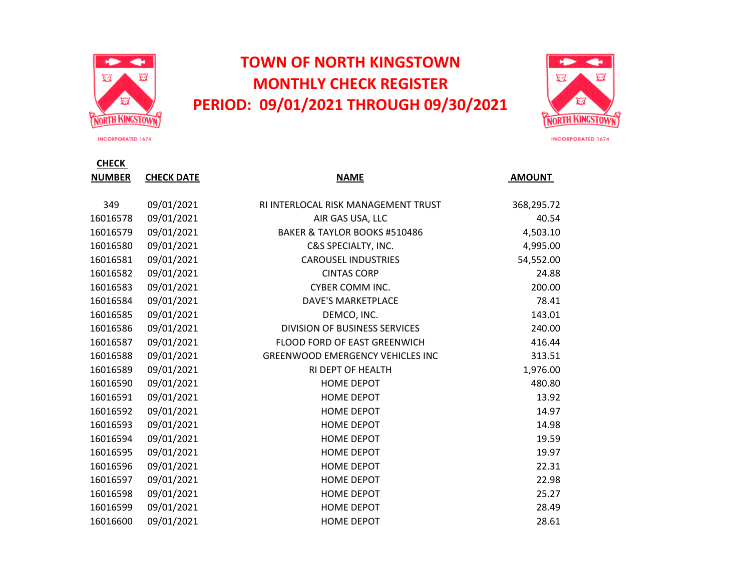# TOWN OF NORTH KINGSTOWN
## MONTHLY CHECK REGISTER
## PERIOD: 09/01/2021 THROUGH 09/30/2021

| CHECK NUMBER | CHECK DATE | NAME | AMOUNT |
|---|---|---|---|
| 349 | 09/01/2021 | RI INTERLOCAL RISK MANAGEMENT TRUST | 368,295.72 |
| 16016578 | 09/01/2021 | AIR GAS USA, LLC | 40.54 |
| 16016579 | 09/01/2021 | BAKER & TAYLOR BOOKS #510486 | 4,503.10 |
| 16016580 | 09/01/2021 | C&S SPECIALTY, INC. | 4,995.00 |
| 16016581 | 09/01/2021 | CAROUSEL INDUSTRIES | 54,552.00 |
| 16016582 | 09/01/2021 | CINTAS CORP | 24.88 |
| 16016583 | 09/01/2021 | CYBER COMM INC. | 200.00 |
| 16016584 | 09/01/2021 | DAVE'S MARKETPLACE | 78.41 |
| 16016585 | 09/01/2021 | DEMCO, INC. | 143.01 |
| 16016586 | 09/01/2021 | DIVISION OF BUSINESS SERVICES | 240.00 |
| 16016587 | 09/01/2021 | FLOOD FORD OF EAST GREENWICH | 416.44 |
| 16016588 | 09/01/2021 | GREENWOOD EMERGENCY VEHICLES INC | 313.51 |
| 16016589 | 09/01/2021 | RI DEPT OF HEALTH | 1,976.00 |
| 16016590 | 09/01/2021 | HOME DEPOT | 480.80 |
| 16016591 | 09/01/2021 | HOME DEPOT | 13.92 |
| 16016592 | 09/01/2021 | HOME DEPOT | 14.97 |
| 16016593 | 09/01/2021 | HOME DEPOT | 14.98 |
| 16016594 | 09/01/2021 | HOME DEPOT | 19.59 |
| 16016595 | 09/01/2021 | HOME DEPOT | 19.97 |
| 16016596 | 09/01/2021 | HOME DEPOT | 22.31 |
| 16016597 | 09/01/2021 | HOME DEPOT | 22.98 |
| 16016598 | 09/01/2021 | HOME DEPOT | 25.27 |
| 16016599 | 09/01/2021 | HOME DEPOT | 28.49 |
| 16016600 | 09/01/2021 | HOME DEPOT | 28.61 |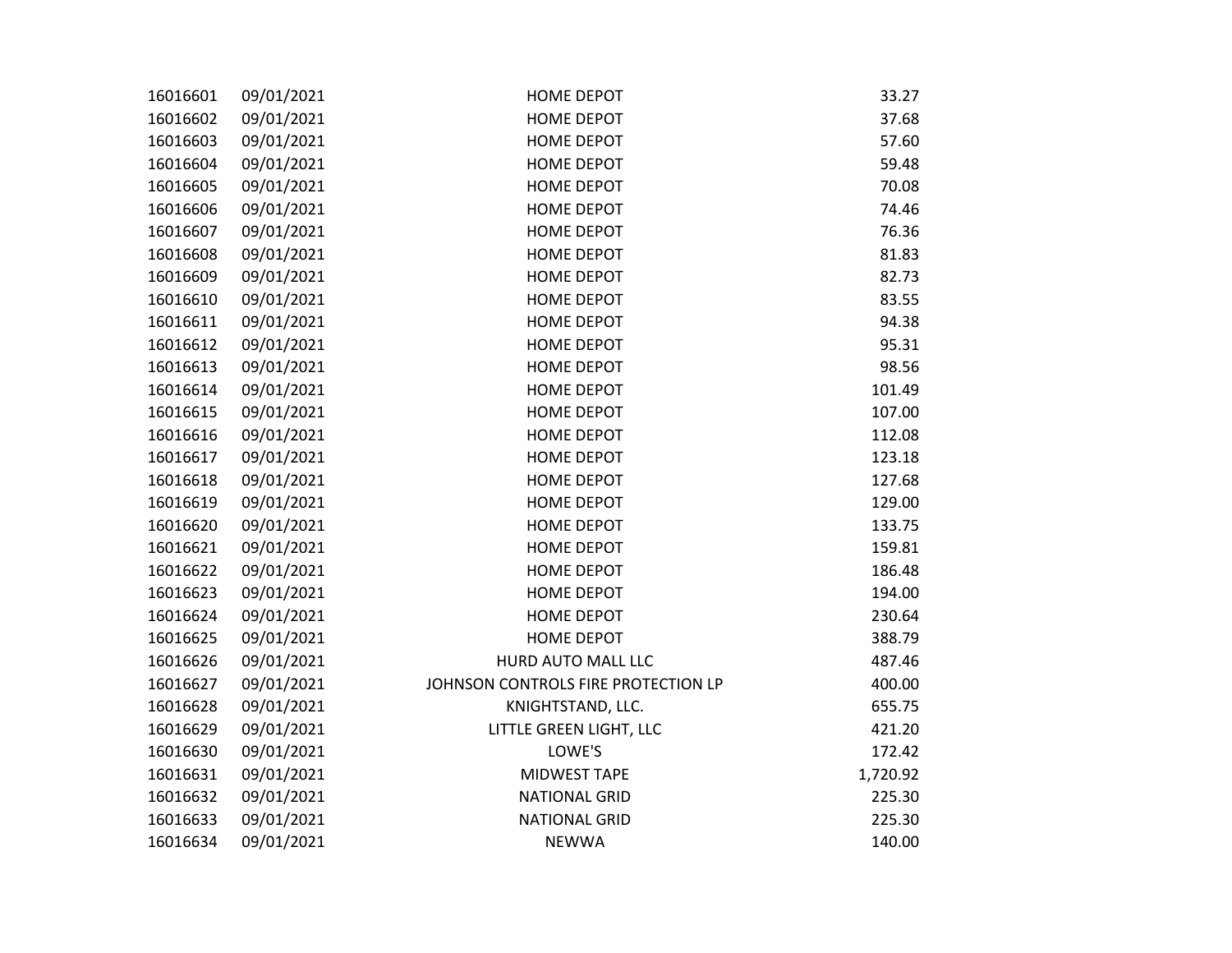| | | | |
|---|---|---|---|
| 16016601 | 09/01/2021 | HOME DEPOT | 33.27 |
| 16016602 | 09/01/2021 | HOME DEPOT | 37.68 |
| 16016603 | 09/01/2021 | HOME DEPOT | 57.60 |
| 16016604 | 09/01/2021 | HOME DEPOT | 59.48 |
| 16016605 | 09/01/2021 | HOME DEPOT | 70.08 |
| 16016606 | 09/01/2021 | HOME DEPOT | 74.46 |
| 16016607 | 09/01/2021 | HOME DEPOT | 76.36 |
| 16016608 | 09/01/2021 | HOME DEPOT | 81.83 |
| 16016609 | 09/01/2021 | HOME DEPOT | 82.73 |
| 16016610 | 09/01/2021 | HOME DEPOT | 83.55 |
| 16016611 | 09/01/2021 | HOME DEPOT | 94.38 |
| 16016612 | 09/01/2021 | HOME DEPOT | 95.31 |
| 16016613 | 09/01/2021 | HOME DEPOT | 98.56 |
| 16016614 | 09/01/2021 | HOME DEPOT | 101.49 |
| 16016615 | 09/01/2021 | HOME DEPOT | 107.00 |
| 16016616 | 09/01/2021 | HOME DEPOT | 112.08 |
| 16016617 | 09/01/2021 | HOME DEPOT | 123.18 |
| 16016618 | 09/01/2021 | HOME DEPOT | 127.68 |
| 16016619 | 09/01/2021 | HOME DEPOT | 129.00 |
| 16016620 | 09/01/2021 | HOME DEPOT | 133.75 |
| 16016621 | 09/01/2021 | HOME DEPOT | 159.81 |
| 16016622 | 09/01/2021 | HOME DEPOT | 186.48 |
| 16016623 | 09/01/2021 | HOME DEPOT | 194.00 |
| 16016624 | 09/01/2021 | HOME DEPOT | 230.64 |
| 16016625 | 09/01/2021 | HOME DEPOT | 388.79 |
| 16016626 | 09/01/2021 | HURD AUTO MALL LLC | 487.46 |
| 16016627 | 09/01/2021 | JOHNSON CONTROLS FIRE PROTECTION LP | 400.00 |
| 16016628 | 09/01/2021 | KNIGHTSTAND, LLC. | 655.75 |
| 16016629 | 09/01/2021 | LITTLE GREEN LIGHT, LLC | 421.20 |
| 16016630 | 09/01/2021 | LOWE'S | 172.42 |
| 16016631 | 09/01/2021 | MIDWEST TAPE | 1,720.92 |
| 16016632 | 09/01/2021 | NATIONAL GRID | 225.30 |
| 16016633 | 09/01/2021 | NATIONAL GRID | 225.30 |
| 16016634 | 09/01/2021 | NEWWA | 140.00 |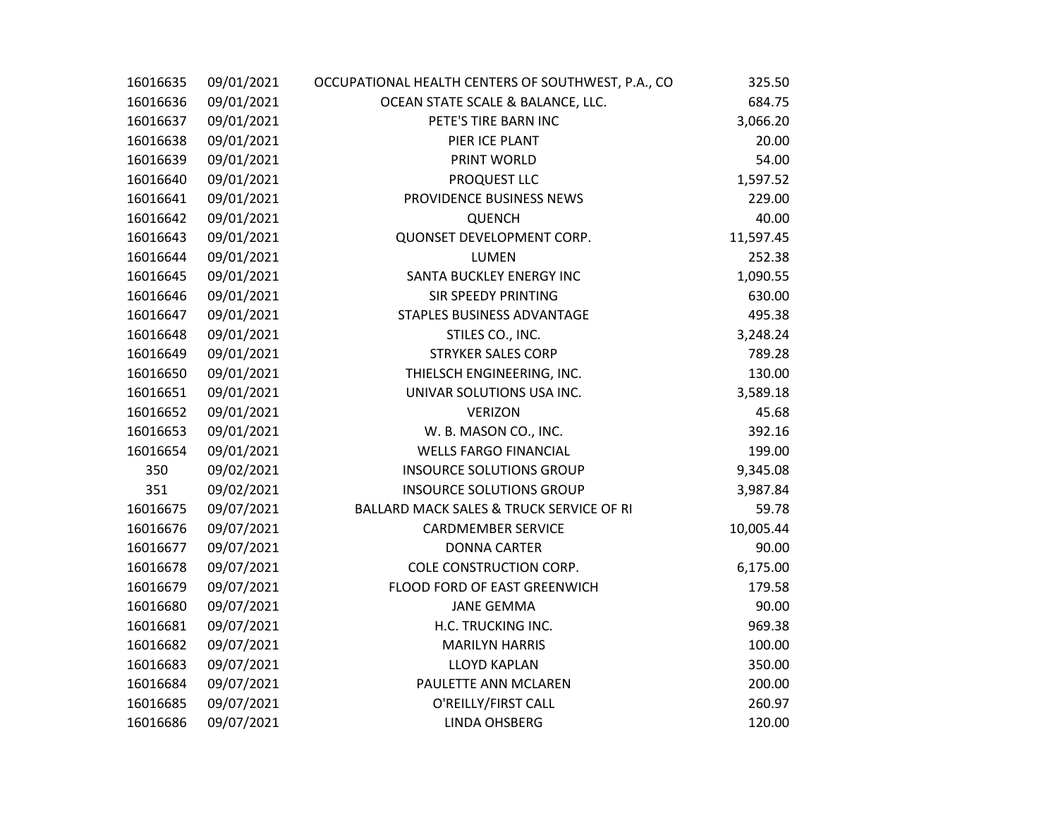| | | | |
|---|---|---|---|
| 16016635 | 09/01/2021 | OCCUPATIONAL HEALTH CENTERS OF SOUTHWEST, P.A., CO | 325.50 |
| 16016636 | 09/01/2021 | OCEAN STATE SCALE & BALANCE, LLC. | 684.75 |
| 16016637 | 09/01/2021 | PETE'S TIRE BARN INC | 3,066.20 |
| 16016638 | 09/01/2021 | PIER ICE PLANT | 20.00 |
| 16016639 | 09/01/2021 | PRINT WORLD | 54.00 |
| 16016640 | 09/01/2021 | PROQUEST LLC | 1,597.52 |
| 16016641 | 09/01/2021 | PROVIDENCE BUSINESS NEWS | 229.00 |
| 16016642 | 09/01/2021 | QUENCH | 40.00 |
| 16016643 | 09/01/2021 | QUONSET DEVELOPMENT CORP. | 11,597.45 |
| 16016644 | 09/01/2021 | LUMEN | 252.38 |
| 16016645 | 09/01/2021 | SANTA BUCKLEY ENERGY INC | 1,090.55 |
| 16016646 | 09/01/2021 | SIR SPEEDY PRINTING | 630.00 |
| 16016647 | 09/01/2021 | STAPLES BUSINESS ADVANTAGE | 495.38 |
| 16016648 | 09/01/2021 | STILES CO., INC. | 3,248.24 |
| 16016649 | 09/01/2021 | STRYKER SALES CORP | 789.28 |
| 16016650 | 09/01/2021 | THIELSCH ENGINEERING, INC. | 130.00 |
| 16016651 | 09/01/2021 | UNIVAR SOLUTIONS USA INC. | 3,589.18 |
| 16016652 | 09/01/2021 | VERIZON | 45.68 |
| 16016653 | 09/01/2021 | W. B. MASON CO., INC. | 392.16 |
| 16016654 | 09/01/2021 | WELLS FARGO FINANCIAL | 199.00 |
| 350 | 09/02/2021 | INSOURCE SOLUTIONS GROUP | 9,345.08 |
| 351 | 09/02/2021 | INSOURCE SOLUTIONS GROUP | 3,987.84 |
| 16016675 | 09/07/2021 | BALLARD MACK SALES & TRUCK SERVICE OF RI | 59.78 |
| 16016676 | 09/07/2021 | CARDMEMBER SERVICE | 10,005.44 |
| 16016677 | 09/07/2021 | DONNA CARTER | 90.00 |
| 16016678 | 09/07/2021 | COLE CONSTRUCTION CORP. | 6,175.00 |
| 16016679 | 09/07/2021 | FLOOD FORD OF EAST GREENWICH | 179.58 |
| 16016680 | 09/07/2021 | JANE GEMMA | 90.00 |
| 16016681 | 09/07/2021 | H.C. TRUCKING INC. | 969.38 |
| 16016682 | 09/07/2021 | MARILYN HARRIS | 100.00 |
| 16016683 | 09/07/2021 | LLOYD KAPLAN | 350.00 |
| 16016684 | 09/07/2021 | PAULETTE ANN MCLAREN | 200.00 |
| 16016685 | 09/07/2021 | O'REILLY/FIRST CALL | 260.97 |
| 16016686 | 09/07/2021 | LINDA OHSBERG | 120.00 |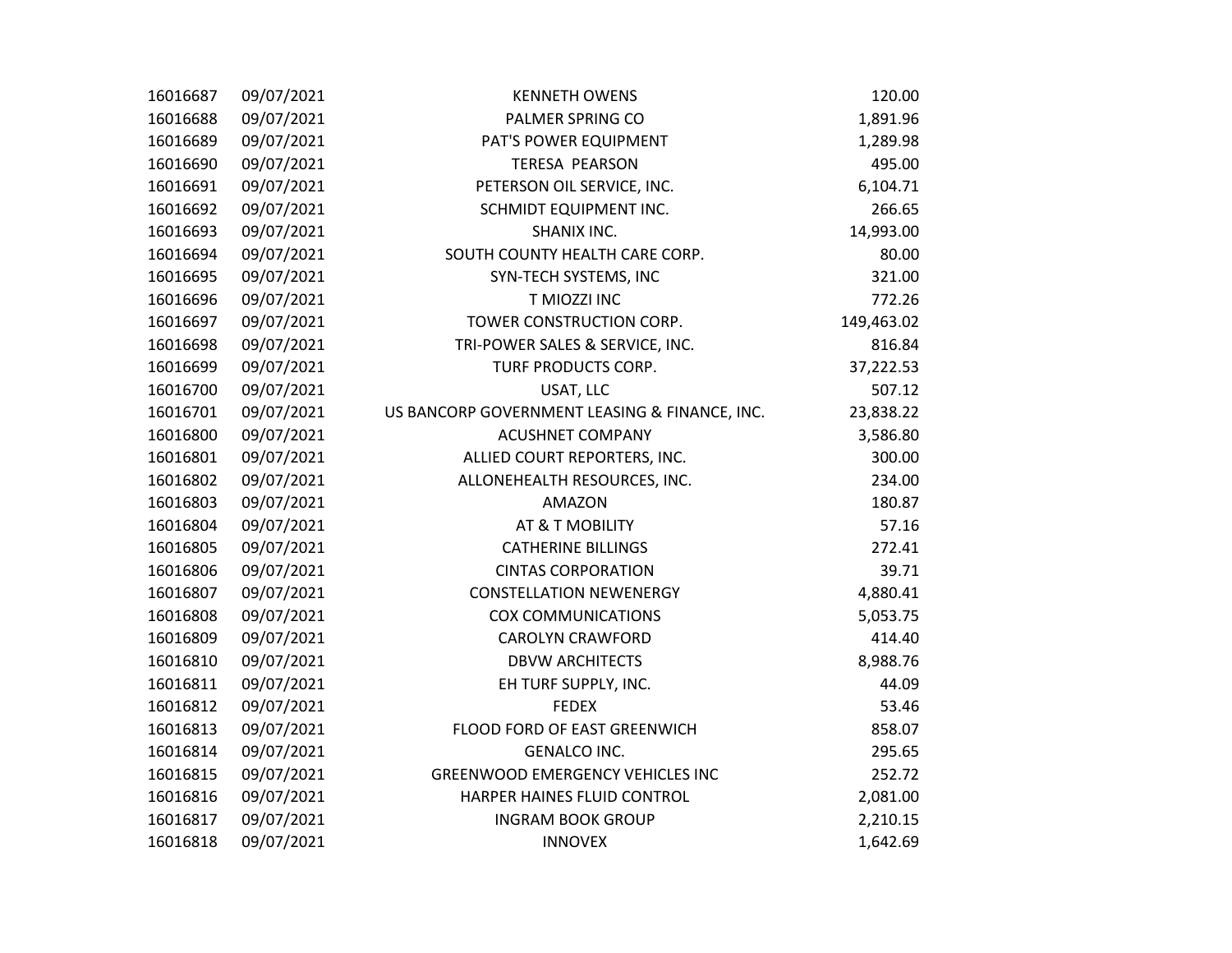| | | | |
|---|---|---|---|
| 16016687 | 09/07/2021 | KENNETH OWENS | 120.00 |
| 16016688 | 09/07/2021 | PALMER SPRING CO | 1,891.96 |
| 16016689 | 09/07/2021 | PAT'S POWER EQUIPMENT | 1,289.98 |
| 16016690 | 09/07/2021 | TERESA PEARSON | 495.00 |
| 16016691 | 09/07/2021 | PETERSON OIL SERVICE, INC. | 6,104.71 |
| 16016692 | 09/07/2021 | SCHMIDT EQUIPMENT INC. | 266.65 |
| 16016693 | 09/07/2021 | SHANIX INC. | 14,993.00 |
| 16016694 | 09/07/2021 | SOUTH COUNTY HEALTH CARE CORP. | 80.00 |
| 16016695 | 09/07/2021 | SYN-TECH SYSTEMS, INC | 321.00 |
| 16016696 | 09/07/2021 | T MIOZZI INC | 772.26 |
| 16016697 | 09/07/2021 | TOWER CONSTRUCTION CORP. | 149,463.02 |
| 16016698 | 09/07/2021 | TRI-POWER SALES & SERVICE, INC. | 816.84 |
| 16016699 | 09/07/2021 | TURF PRODUCTS CORP. | 37,222.53 |
| 16016700 | 09/07/2021 | USAT, LLC | 507.12 |
| 16016701 | 09/07/2021 | US BANCORP GOVERNMENT LEASING & FINANCE, INC. | 23,838.22 |
| 16016800 | 09/07/2021 | ACUSHNET COMPANY | 3,586.80 |
| 16016801 | 09/07/2021 | ALLIED COURT REPORTERS, INC. | 300.00 |
| 16016802 | 09/07/2021 | ALLONEHEALTH RESOURCES, INC. | 234.00 |
| 16016803 | 09/07/2021 | AMAZON | 180.87 |
| 16016804 | 09/07/2021 | AT & T MOBILITY | 57.16 |
| 16016805 | 09/07/2021 | CATHERINE BILLINGS | 272.41 |
| 16016806 | 09/07/2021 | CINTAS CORPORATION | 39.71 |
| 16016807 | 09/07/2021 | CONSTELLATION NEWENERGY | 4,880.41 |
| 16016808 | 09/07/2021 | COX COMMUNICATIONS | 5,053.75 |
| 16016809 | 09/07/2021 | CAROLYN CRAWFORD | 414.40 |
| 16016810 | 09/07/2021 | DBVW ARCHITECTS | 8,988.76 |
| 16016811 | 09/07/2021 | EH TURF SUPPLY, INC. | 44.09 |
| 16016812 | 09/07/2021 | FEDEX | 53.46 |
| 16016813 | 09/07/2021 | FLOOD FORD OF EAST GREENWICH | 858.07 |
| 16016814 | 09/07/2021 | GENALCO INC. | 295.65 |
| 16016815 | 09/07/2021 | GREENWOOD EMERGENCY VEHICLES INC | 252.72 |
| 16016816 | 09/07/2021 | HARPER HAINES FLUID CONTROL | 2,081.00 |
| 16016817 | 09/07/2021 | INGRAM BOOK GROUP | 2,210.15 |
| 16016818 | 09/07/2021 | INNOVEX | 1,642.69 |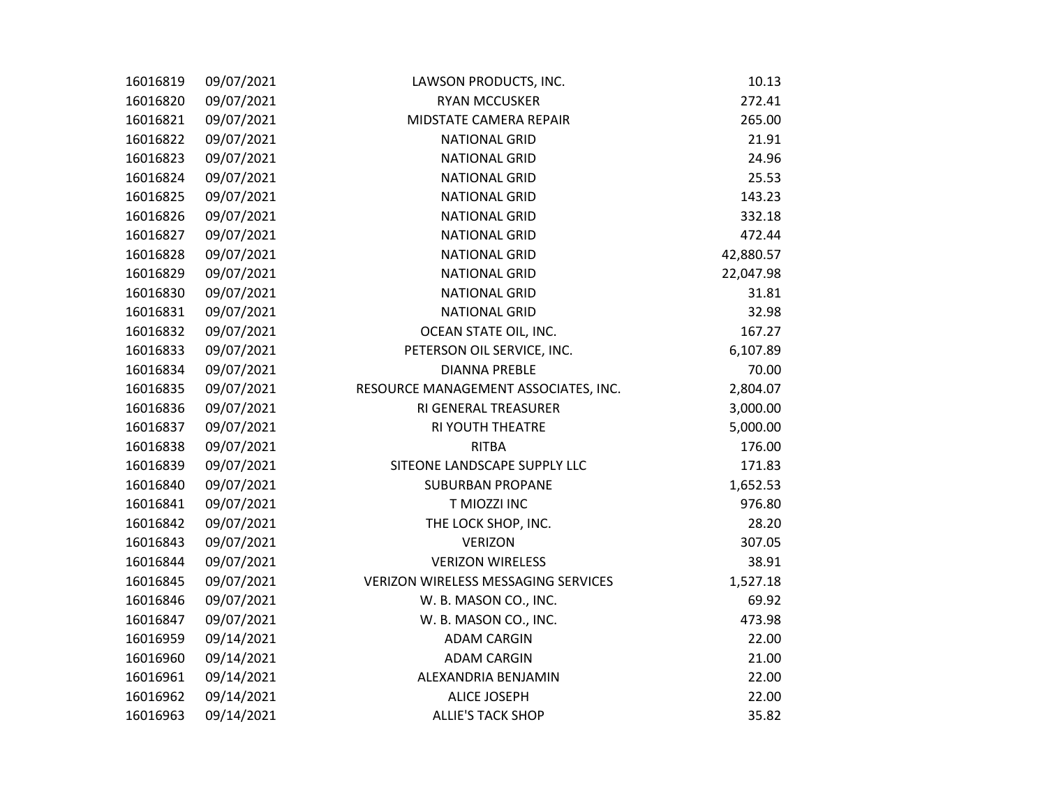| | | | |
|---|---|---|---|
| 16016819 | 09/07/2021 | LAWSON PRODUCTS, INC. | 10.13 |
| 16016820 | 09/07/2021 | RYAN MCCUSKER | 272.41 |
| 16016821 | 09/07/2021 | MIDSTATE CAMERA REPAIR | 265.00 |
| 16016822 | 09/07/2021 | NATIONAL GRID | 21.91 |
| 16016823 | 09/07/2021 | NATIONAL GRID | 24.96 |
| 16016824 | 09/07/2021 | NATIONAL GRID | 25.53 |
| 16016825 | 09/07/2021 | NATIONAL GRID | 143.23 |
| 16016826 | 09/07/2021 | NATIONAL GRID | 332.18 |
| 16016827 | 09/07/2021 | NATIONAL GRID | 472.44 |
| 16016828 | 09/07/2021 | NATIONAL GRID | 42,880.57 |
| 16016829 | 09/07/2021 | NATIONAL GRID | 22,047.98 |
| 16016830 | 09/07/2021 | NATIONAL GRID | 31.81 |
| 16016831 | 09/07/2021 | NATIONAL GRID | 32.98 |
| 16016832 | 09/07/2021 | OCEAN STATE OIL, INC. | 167.27 |
| 16016833 | 09/07/2021 | PETERSON OIL SERVICE, INC. | 6,107.89 |
| 16016834 | 09/07/2021 | DIANNA PREBLE | 70.00 |
| 16016835 | 09/07/2021 | RESOURCE MANAGEMENT ASSOCIATES, INC. | 2,804.07 |
| 16016836 | 09/07/2021 | RI GENERAL TREASURER | 3,000.00 |
| 16016837 | 09/07/2021 | RI YOUTH THEATRE | 5,000.00 |
| 16016838 | 09/07/2021 | RITBA | 176.00 |
| 16016839 | 09/07/2021 | SITEONE LANDSCAPE SUPPLY LLC | 171.83 |
| 16016840 | 09/07/2021 | SUBURBAN PROPANE | 1,652.53 |
| 16016841 | 09/07/2021 | T MIOZZI INC | 976.80 |
| 16016842 | 09/07/2021 | THE LOCK SHOP, INC. | 28.20 |
| 16016843 | 09/07/2021 | VERIZON | 307.05 |
| 16016844 | 09/07/2021 | VERIZON WIRELESS | 38.91 |
| 16016845 | 09/07/2021 | VERIZON WIRELESS MESSAGING SERVICES | 1,527.18 |
| 16016846 | 09/07/2021 | W. B. MASON CO., INC. | 69.92 |
| 16016847 | 09/07/2021 | W. B. MASON CO., INC. | 473.98 |
| 16016959 | 09/14/2021 | ADAM CARGIN | 22.00 |
| 16016960 | 09/14/2021 | ADAM CARGIN | 21.00 |
| 16016961 | 09/14/2021 | ALEXANDRIA BENJAMIN | 22.00 |
| 16016962 | 09/14/2021 | ALICE JOSEPH | 22.00 |
| 16016963 | 09/14/2021 | ALLIE'S TACK SHOP | 35.82 |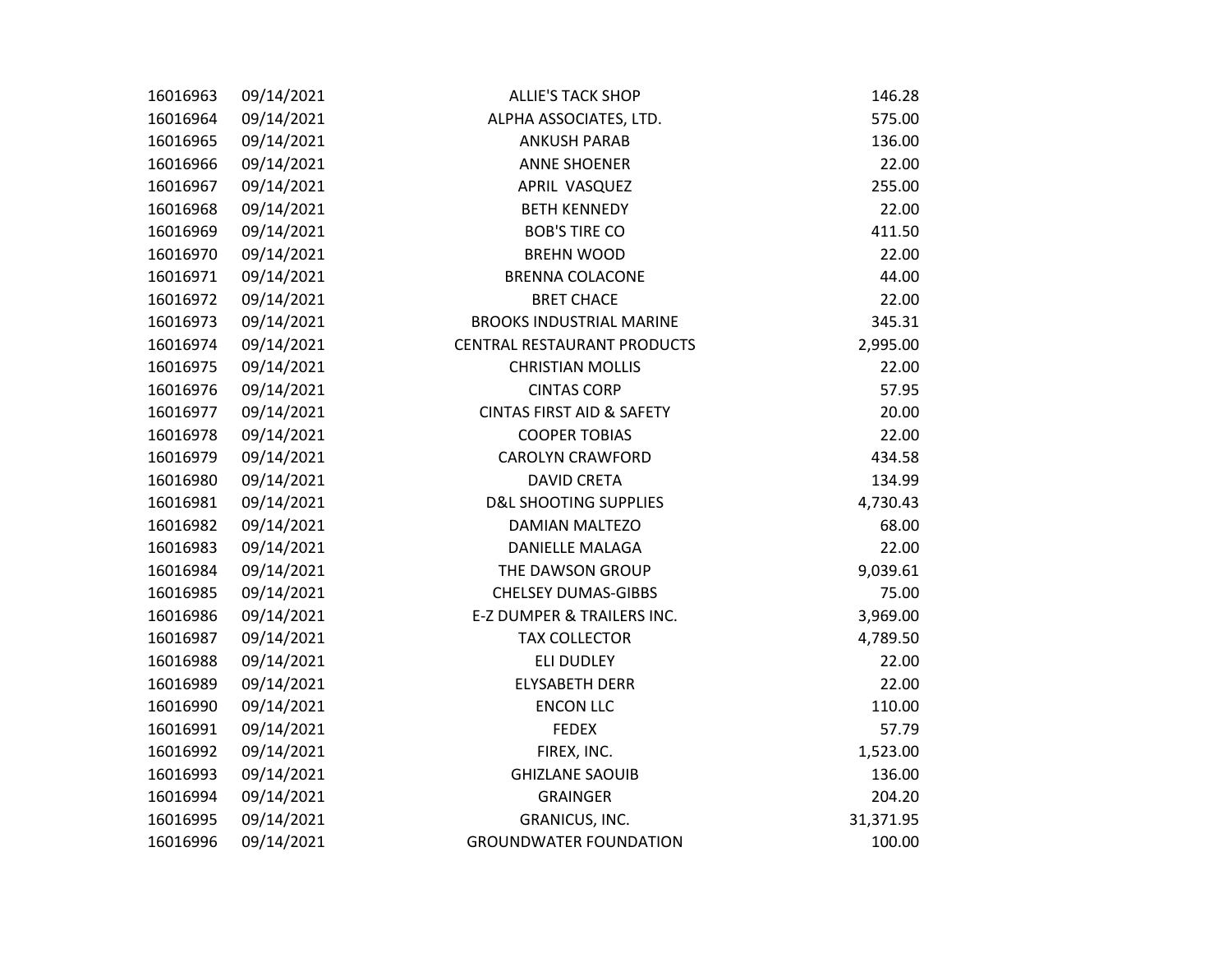| | | | |
|---|---|---|---|
| 16016963 | 09/14/2021 | ALLIE'S TACK SHOP | 146.28 |
| 16016964 | 09/14/2021 | ALPHA ASSOCIATES, LTD. | 575.00 |
| 16016965 | 09/14/2021 | ANKUSH PARAB | 136.00 |
| 16016966 | 09/14/2021 | ANNE SHOENER | 22.00 |
| 16016967 | 09/14/2021 | APRIL VASQUEZ | 255.00 |
| 16016968 | 09/14/2021 | BETH KENNEDY | 22.00 |
| 16016969 | 09/14/2021 | BOB'S TIRE CO | 411.50 |
| 16016970 | 09/14/2021 | BREHN WOOD | 22.00 |
| 16016971 | 09/14/2021 | BRENNA COLACONE | 44.00 |
| 16016972 | 09/14/2021 | BRET CHACE | 22.00 |
| 16016973 | 09/14/2021 | BROOKS INDUSTRIAL MARINE | 345.31 |
| 16016974 | 09/14/2021 | CENTRAL RESTAURANT PRODUCTS | 2,995.00 |
| 16016975 | 09/14/2021 | CHRISTIAN MOLLIS | 22.00 |
| 16016976 | 09/14/2021 | CINTAS CORP | 57.95 |
| 16016977 | 09/14/2021 | CINTAS FIRST AID & SAFETY | 20.00 |
| 16016978 | 09/14/2021 | COOPER TOBIAS | 22.00 |
| 16016979 | 09/14/2021 | CAROLYN CRAWFORD | 434.58 |
| 16016980 | 09/14/2021 | DAVID CRETA | 134.99 |
| 16016981 | 09/14/2021 | D&L SHOOTING SUPPLIES | 4,730.43 |
| 16016982 | 09/14/2021 | DAMIAN MALTEZO | 68.00 |
| 16016983 | 09/14/2021 | DANIELLE MALAGA | 22.00 |
| 16016984 | 09/14/2021 | THE DAWSON GROUP | 9,039.61 |
| 16016985 | 09/14/2021 | CHELSEY DUMAS-GIBBS | 75.00 |
| 16016986 | 09/14/2021 | E-Z DUMPER & TRAILERS INC. | 3,969.00 |
| 16016987 | 09/14/2021 | TAX COLLECTOR | 4,789.50 |
| 16016988 | 09/14/2021 | ELI DUDLEY | 22.00 |
| 16016989 | 09/14/2021 | ELYSABETH DERR | 22.00 |
| 16016990 | 09/14/2021 | ENCON LLC | 110.00 |
| 16016991 | 09/14/2021 | FEDEX | 57.79 |
| 16016992 | 09/14/2021 | FIREX, INC. | 1,523.00 |
| 16016993 | 09/14/2021 | GHIZLANE SAOUIB | 136.00 |
| 16016994 | 09/14/2021 | GRAINGER | 204.20 |
| 16016995 | 09/14/2021 | GRANICUS, INC. | 31,371.95 |
| 16016996 | 09/14/2021 | GROUNDWATER FOUNDATION | 100.00 |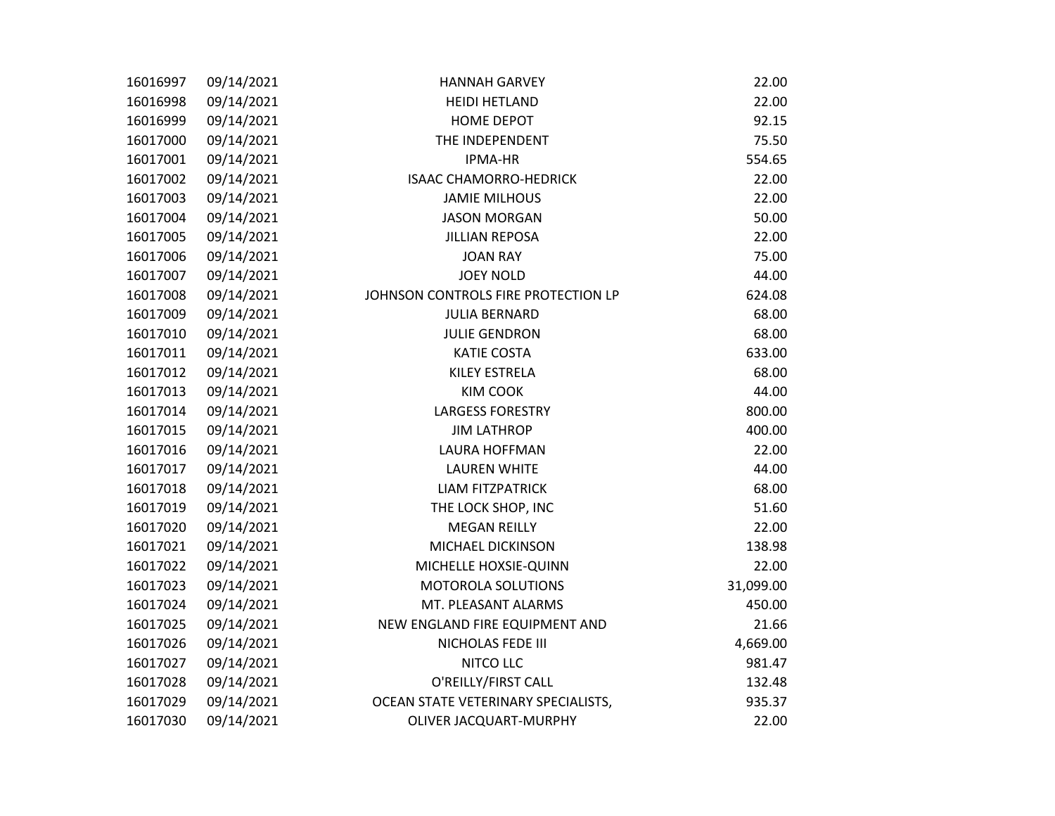| | | | |
|---|---|---|---|
| 16016997 | 09/14/2021 | HANNAH GARVEY | 22.00 |
| 16016998 | 09/14/2021 | HEIDI HETLAND | 22.00 |
| 16016999 | 09/14/2021 | HOME DEPOT | 92.15 |
| 16017000 | 09/14/2021 | THE INDEPENDENT | 75.50 |
| 16017001 | 09/14/2021 | IPMA-HR | 554.65 |
| 16017002 | 09/14/2021 | ISAAC CHAMORRO-HEDRICK | 22.00 |
| 16017003 | 09/14/2021 | JAMIE MILHOUS | 22.00 |
| 16017004 | 09/14/2021 | JASON MORGAN | 50.00 |
| 16017005 | 09/14/2021 | JILLIAN REPOSA | 22.00 |
| 16017006 | 09/14/2021 | JOAN RAY | 75.00 |
| 16017007 | 09/14/2021 | JOEY NOLD | 44.00 |
| 16017008 | 09/14/2021 | JOHNSON CONTROLS FIRE PROTECTION LP | 624.08 |
| 16017009 | 09/14/2021 | JULIA BERNARD | 68.00 |
| 16017010 | 09/14/2021 | JULIE GENDRON | 68.00 |
| 16017011 | 09/14/2021 | KATIE COSTA | 633.00 |
| 16017012 | 09/14/2021 | KILEY ESTRELA | 68.00 |
| 16017013 | 09/14/2021 | KIM COOK | 44.00 |
| 16017014 | 09/14/2021 | LARGESS FORESTRY | 800.00 |
| 16017015 | 09/14/2021 | JIM LATHROP | 400.00 |
| 16017016 | 09/14/2021 | LAURA HOFFMAN | 22.00 |
| 16017017 | 09/14/2021 | LAUREN WHITE | 44.00 |
| 16017018 | 09/14/2021 | LIAM FITZPATRICK | 68.00 |
| 16017019 | 09/14/2021 | THE LOCK SHOP, INC | 51.60 |
| 16017020 | 09/14/2021 | MEGAN REILLY | 22.00 |
| 16017021 | 09/14/2021 | MICHAEL DICKINSON | 138.98 |
| 16017022 | 09/14/2021 | MICHELLE HOXSIE-QUINN | 22.00 |
| 16017023 | 09/14/2021 | MOTOROLA SOLUTIONS | 31,099.00 |
| 16017024 | 09/14/2021 | MT. PLEASANT ALARMS | 450.00 |
| 16017025 | 09/14/2021 | NEW ENGLAND FIRE EQUIPMENT AND | 21.66 |
| 16017026 | 09/14/2021 | NICHOLAS FEDE III | 4,669.00 |
| 16017027 | 09/14/2021 | NITCO LLC | 981.47 |
| 16017028 | 09/14/2021 | O'REILLY/FIRST CALL | 132.48 |
| 16017029 | 09/14/2021 | OCEAN STATE VETERINARY SPECIALISTS, | 935.37 |
| 16017030 | 09/14/2021 | OLIVER JACQUART-MURPHY | 22.00 |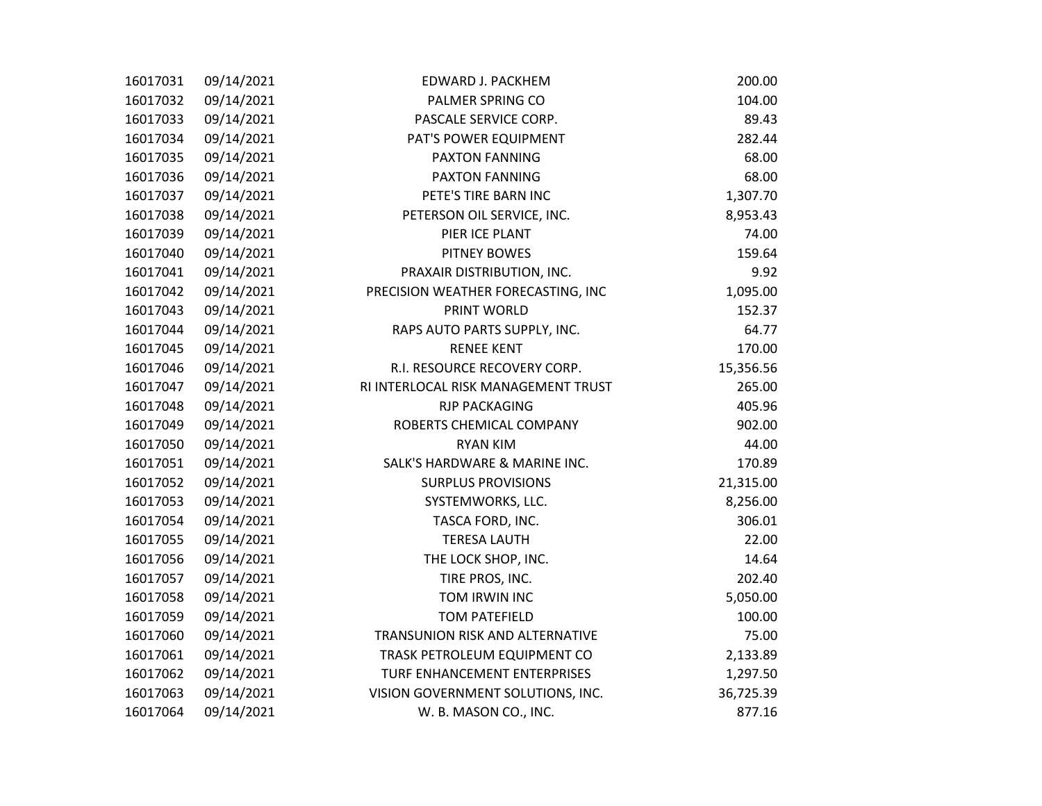| | | | |
|---|---|---|---|
| 16017031 | 09/14/2021 | EDWARD J. PACKHEM | 200.00 |
| 16017032 | 09/14/2021 | PALMER SPRING CO | 104.00 |
| 16017033 | 09/14/2021 | PASCALE SERVICE CORP. | 89.43 |
| 16017034 | 09/14/2021 | PAT'S POWER EQUIPMENT | 282.44 |
| 16017035 | 09/14/2021 | PAXTON FANNING | 68.00 |
| 16017036 | 09/14/2021 | PAXTON FANNING | 68.00 |
| 16017037 | 09/14/2021 | PETE'S TIRE BARN INC | 1,307.70 |
| 16017038 | 09/14/2021 | PETERSON OIL SERVICE, INC. | 8,953.43 |
| 16017039 | 09/14/2021 | PIER ICE PLANT | 74.00 |
| 16017040 | 09/14/2021 | PITNEY BOWES | 159.64 |
| 16017041 | 09/14/2021 | PRAXAIR DISTRIBUTION, INC. | 9.92 |
| 16017042 | 09/14/2021 | PRECISION WEATHER FORECASTING, INC | 1,095.00 |
| 16017043 | 09/14/2021 | PRINT WORLD | 152.37 |
| 16017044 | 09/14/2021 | RAPS AUTO PARTS SUPPLY, INC. | 64.77 |
| 16017045 | 09/14/2021 | RENEE KENT | 170.00 |
| 16017046 | 09/14/2021 | R.I. RESOURCE RECOVERY CORP. | 15,356.56 |
| 16017047 | 09/14/2021 | RI INTERLOCAL RISK MANAGEMENT TRUST | 265.00 |
| 16017048 | 09/14/2021 | RJP PACKAGING | 405.96 |
| 16017049 | 09/14/2021 | ROBERTS CHEMICAL COMPANY | 902.00 |
| 16017050 | 09/14/2021 | RYAN KIM | 44.00 |
| 16017051 | 09/14/2021 | SALK'S HARDWARE & MARINE INC. | 170.89 |
| 16017052 | 09/14/2021 | SURPLUS PROVISIONS | 21,315.00 |
| 16017053 | 09/14/2021 | SYSTEMWORKS, LLC. | 8,256.00 |
| 16017054 | 09/14/2021 | TASCA FORD, INC. | 306.01 |
| 16017055 | 09/14/2021 | TERESA LAUTH | 22.00 |
| 16017056 | 09/14/2021 | THE LOCK SHOP, INC. | 14.64 |
| 16017057 | 09/14/2021 | TIRE PROS, INC. | 202.40 |
| 16017058 | 09/14/2021 | TOM IRWIN INC | 5,050.00 |
| 16017059 | 09/14/2021 | TOM PATEFIELD | 100.00 |
| 16017060 | 09/14/2021 | TRANSUNION RISK AND ALTERNATIVE | 75.00 |
| 16017061 | 09/14/2021 | TRASK PETROLEUM EQUIPMENT CO | 2,133.89 |
| 16017062 | 09/14/2021 | TURF ENHANCEMENT ENTERPRISES | 1,297.50 |
| 16017063 | 09/14/2021 | VISION GOVERNMENT SOLUTIONS, INC. | 36,725.39 |
| 16017064 | 09/14/2021 | W. B. MASON CO., INC. | 877.16 |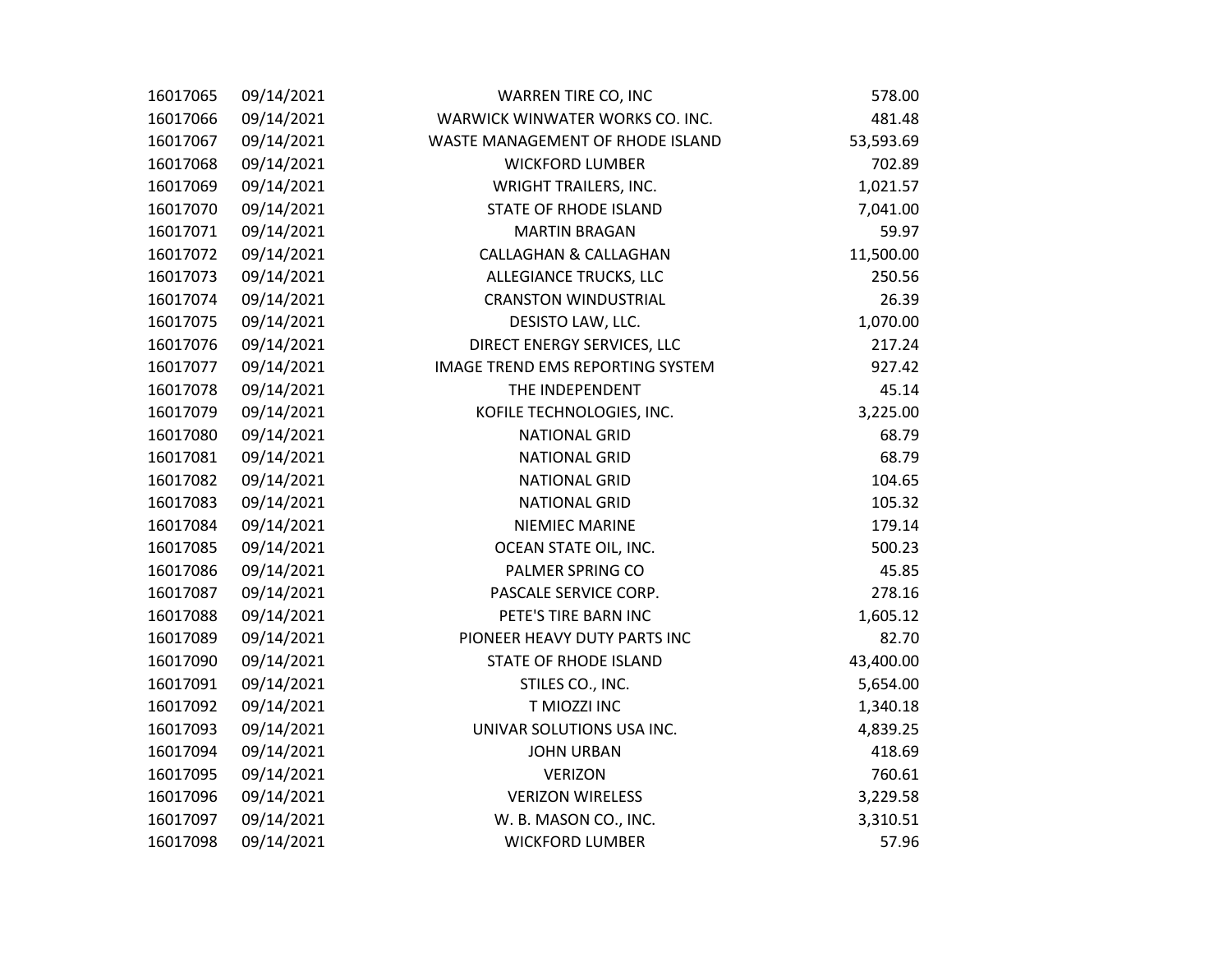| | | | |
|---|---|---|---|
| 16017065 | 09/14/2021 | WARREN TIRE CO, INC | 578.00 |
| 16017066 | 09/14/2021 | WARWICK WINWATER WORKS CO. INC. | 481.48 |
| 16017067 | 09/14/2021 | WASTE MANAGEMENT OF RHODE ISLAND | 53,593.69 |
| 16017068 | 09/14/2021 | WICKFORD LUMBER | 702.89 |
| 16017069 | 09/14/2021 | WRIGHT TRAILERS, INC. | 1,021.57 |
| 16017070 | 09/14/2021 | STATE OF RHODE ISLAND | 7,041.00 |
| 16017071 | 09/14/2021 | MARTIN BRAGAN | 59.97 |
| 16017072 | 09/14/2021 | CALLAGHAN & CALLAGHAN | 11,500.00 |
| 16017073 | 09/14/2021 | ALLEGIANCE TRUCKS, LLC | 250.56 |
| 16017074 | 09/14/2021 | CRANSTON WINDUSTRIAL | 26.39 |
| 16017075 | 09/14/2021 | DESISTO LAW, LLC. | 1,070.00 |
| 16017076 | 09/14/2021 | DIRECT ENERGY SERVICES, LLC | 217.24 |
| 16017077 | 09/14/2021 | IMAGE TREND EMS REPORTING SYSTEM | 927.42 |
| 16017078 | 09/14/2021 | THE INDEPENDENT | 45.14 |
| 16017079 | 09/14/2021 | KOFILE TECHNOLOGIES, INC. | 3,225.00 |
| 16017080 | 09/14/2021 | NATIONAL GRID | 68.79 |
| 16017081 | 09/14/2021 | NATIONAL GRID | 68.79 |
| 16017082 | 09/14/2021 | NATIONAL GRID | 104.65 |
| 16017083 | 09/14/2021 | NATIONAL GRID | 105.32 |
| 16017084 | 09/14/2021 | NIEMIEC MARINE | 179.14 |
| 16017085 | 09/14/2021 | OCEAN STATE OIL, INC. | 500.23 |
| 16017086 | 09/14/2021 | PALMER SPRING CO | 45.85 |
| 16017087 | 09/14/2021 | PASCALE SERVICE CORP. | 278.16 |
| 16017088 | 09/14/2021 | PETE'S TIRE BARN INC | 1,605.12 |
| 16017089 | 09/14/2021 | PIONEER HEAVY DUTY PARTS INC | 82.70 |
| 16017090 | 09/14/2021 | STATE OF RHODE ISLAND | 43,400.00 |
| 16017091 | 09/14/2021 | STILES CO., INC. | 5,654.00 |
| 16017092 | 09/14/2021 | T MIOZZI INC | 1,340.18 |
| 16017093 | 09/14/2021 | UNIVAR SOLUTIONS USA INC. | 4,839.25 |
| 16017094 | 09/14/2021 | JOHN URBAN | 418.69 |
| 16017095 | 09/14/2021 | VERIZON | 760.61 |
| 16017096 | 09/14/2021 | VERIZON WIRELESS | 3,229.58 |
| 16017097 | 09/14/2021 | W. B. MASON CO., INC. | 3,310.51 |
| 16017098 | 09/14/2021 | WICKFORD LUMBER | 57.96 |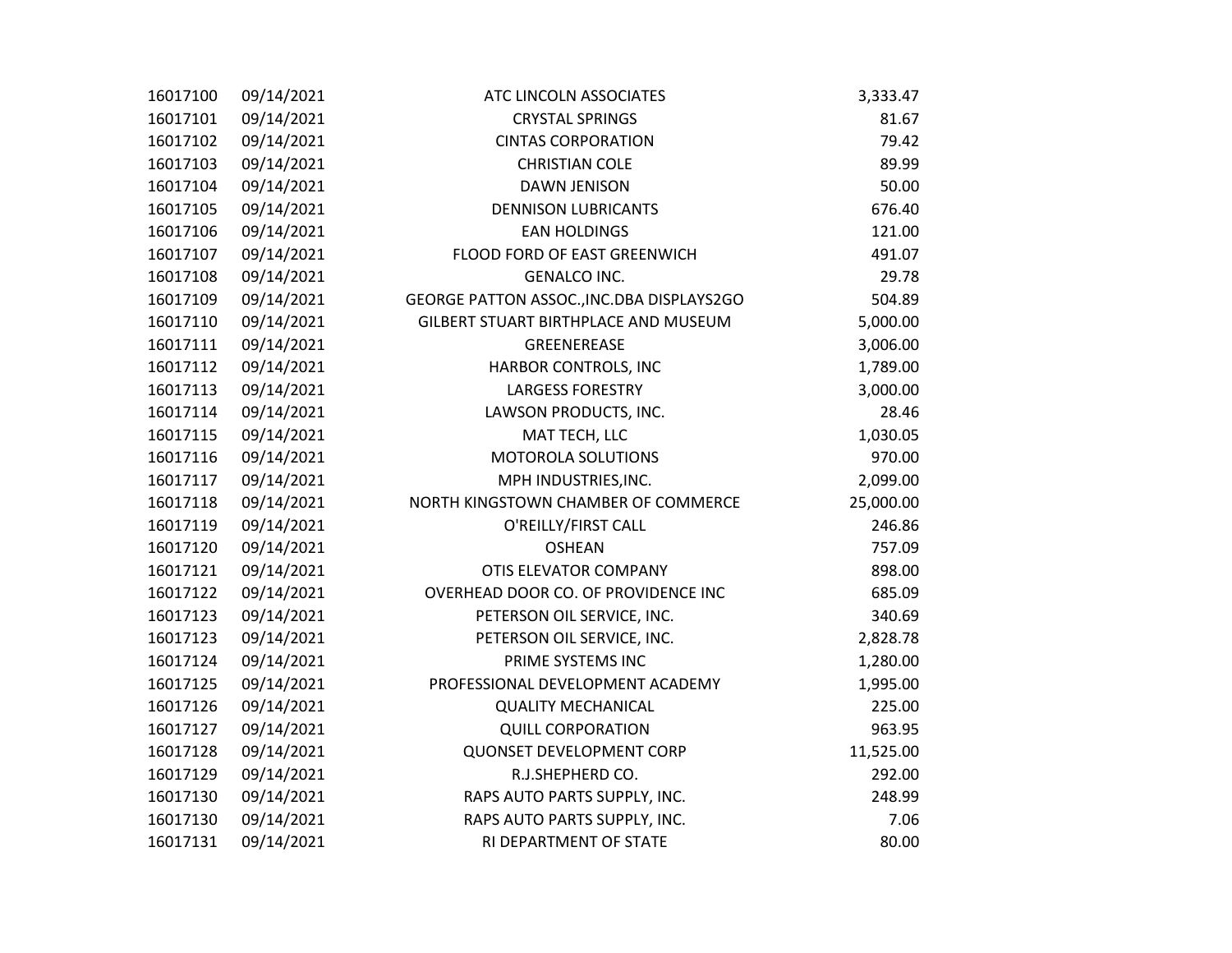| | | | |
|---|---|---|---|
| 16017100 | 09/14/2021 | ATC LINCOLN ASSOCIATES | 3,333.47 |
| 16017101 | 09/14/2021 | CRYSTAL SPRINGS | 81.67 |
| 16017102 | 09/14/2021 | CINTAS CORPORATION | 79.42 |
| 16017103 | 09/14/2021 | CHRISTIAN COLE | 89.99 |
| 16017104 | 09/14/2021 | DAWN JENISON | 50.00 |
| 16017105 | 09/14/2021 | DENNISON LUBRICANTS | 676.40 |
| 16017106 | 09/14/2021 | EAN HOLDINGS | 121.00 |
| 16017107 | 09/14/2021 | FLOOD FORD OF EAST GREENWICH | 491.07 |
| 16017108 | 09/14/2021 | GENALCO INC. | 29.78 |
| 16017109 | 09/14/2021 | GEORGE PATTON ASSOC.,INC.DBA DISPLAYS2GO | 504.89 |
| 16017110 | 09/14/2021 | GILBERT STUART BIRTHPLACE AND MUSEUM | 5,000.00 |
| 16017111 | 09/14/2021 | GREENEREASE | 3,006.00 |
| 16017112 | 09/14/2021 | HARBOR CONTROLS, INC | 1,789.00 |
| 16017113 | 09/14/2021 | LARGESS FORESTRY | 3,000.00 |
| 16017114 | 09/14/2021 | LAWSON PRODUCTS, INC. | 28.46 |
| 16017115 | 09/14/2021 | MAT TECH, LLC | 1,030.05 |
| 16017116 | 09/14/2021 | MOTOROLA SOLUTIONS | 970.00 |
| 16017117 | 09/14/2021 | MPH INDUSTRIES,INC. | 2,099.00 |
| 16017118 | 09/14/2021 | NORTH KINGSTOWN CHAMBER OF COMMERCE | 25,000.00 |
| 16017119 | 09/14/2021 | O'REILLY/FIRST CALL | 246.86 |
| 16017120 | 09/14/2021 | OSHEAN | 757.09 |
| 16017121 | 09/14/2021 | OTIS ELEVATOR COMPANY | 898.00 |
| 16017122 | 09/14/2021 | OVERHEAD DOOR CO. OF PROVIDENCE INC | 685.09 |
| 16017123 | 09/14/2021 | PETERSON OIL SERVICE, INC. | 340.69 |
| 16017123 | 09/14/2021 | PETERSON OIL SERVICE, INC. | 2,828.78 |
| 16017124 | 09/14/2021 | PRIME SYSTEMS INC | 1,280.00 |
| 16017125 | 09/14/2021 | PROFESSIONAL DEVELOPMENT ACADEMY | 1,995.00 |
| 16017126 | 09/14/2021 | QUALITY MECHANICAL | 225.00 |
| 16017127 | 09/14/2021 | QUILL CORPORATION | 963.95 |
| 16017128 | 09/14/2021 | QUONSET DEVELOPMENT CORP | 11,525.00 |
| 16017129 | 09/14/2021 | R.J.SHEPHERD CO. | 292.00 |
| 16017130 | 09/14/2021 | RAPS AUTO PARTS SUPPLY, INC. | 248.99 |
| 16017130 | 09/14/2021 | RAPS AUTO PARTS SUPPLY, INC. | 7.06 |
| 16017131 | 09/14/2021 | RI DEPARTMENT OF STATE | 80.00 |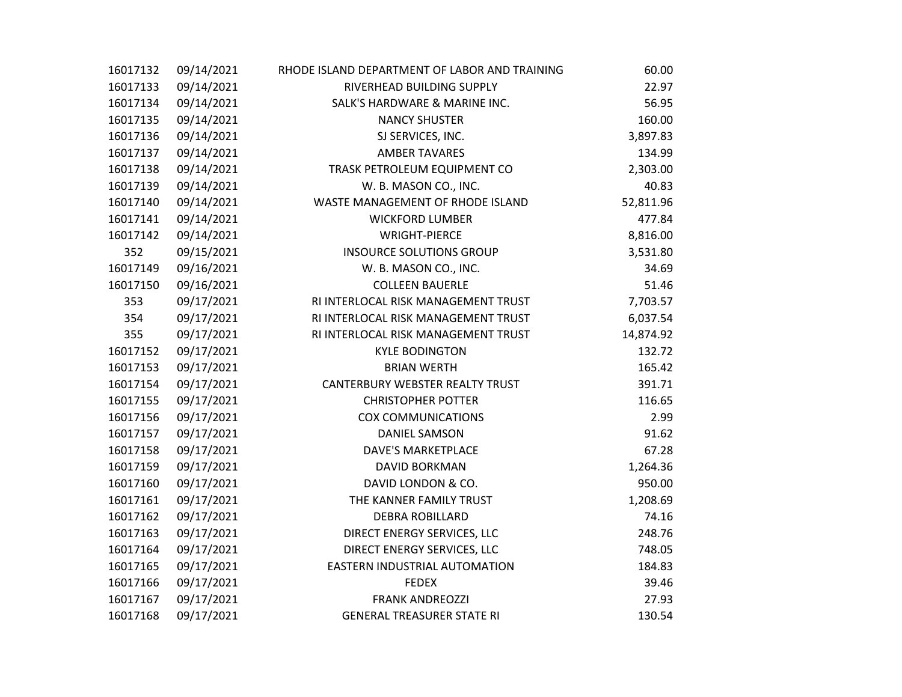| | | | |
|---|---|---|---|
| 16017132 | 09/14/2021 | RHODE ISLAND DEPARTMENT OF LABOR AND TRAINING | 60.00 |
| 16017133 | 09/14/2021 | RIVERHEAD BUILDING SUPPLY | 22.97 |
| 16017134 | 09/14/2021 | SALK'S HARDWARE & MARINE INC. | 56.95 |
| 16017135 | 09/14/2021 | NANCY SHUSTER | 160.00 |
| 16017136 | 09/14/2021 | SJ SERVICES, INC. | 3,897.83 |
| 16017137 | 09/14/2021 | AMBER TAVARES | 134.99 |
| 16017138 | 09/14/2021 | TRASK PETROLEUM EQUIPMENT CO | 2,303.00 |
| 16017139 | 09/14/2021 | W. B. MASON CO., INC. | 40.83 |
| 16017140 | 09/14/2021 | WASTE MANAGEMENT OF RHODE ISLAND | 52,811.96 |
| 16017141 | 09/14/2021 | WICKFORD LUMBER | 477.84 |
| 16017142 | 09/14/2021 | WRIGHT-PIERCE | 8,816.00 |
| 352 | 09/15/2021 | INSOURCE SOLUTIONS GROUP | 3,531.80 |
| 16017149 | 09/16/2021 | W. B. MASON CO., INC. | 34.69 |
| 16017150 | 09/16/2021 | COLLEEN BAUERLE | 51.46 |
| 353 | 09/17/2021 | RI INTERLOCAL RISK MANAGEMENT TRUST | 7,703.57 |
| 354 | 09/17/2021 | RI INTERLOCAL RISK MANAGEMENT TRUST | 6,037.54 |
| 355 | 09/17/2021 | RI INTERLOCAL RISK MANAGEMENT TRUST | 14,874.92 |
| 16017152 | 09/17/2021 | KYLE BODINGTON | 132.72 |
| 16017153 | 09/17/2021 | BRIAN WERTH | 165.42 |
| 16017154 | 09/17/2021 | CANTERBURY WEBSTER REALTY TRUST | 391.71 |
| 16017155 | 09/17/2021 | CHRISTOPHER POTTER | 116.65 |
| 16017156 | 09/17/2021 | COX COMMUNICATIONS | 2.99 |
| 16017157 | 09/17/2021 | DANIEL SAMSON | 91.62 |
| 16017158 | 09/17/2021 | DAVE'S MARKETPLACE | 67.28 |
| 16017159 | 09/17/2021 | DAVID BORKMAN | 1,264.36 |
| 16017160 | 09/17/2021 | DAVID LONDON & CO. | 950.00 |
| 16017161 | 09/17/2021 | THE KANNER FAMILY TRUST | 1,208.69 |
| 16017162 | 09/17/2021 | DEBRA ROBILLARD | 74.16 |
| 16017163 | 09/17/2021 | DIRECT ENERGY SERVICES, LLC | 248.76 |
| 16017164 | 09/17/2021 | DIRECT ENERGY SERVICES, LLC | 748.05 |
| 16017165 | 09/17/2021 | EASTERN INDUSTRIAL AUTOMATION | 184.83 |
| 16017166 | 09/17/2021 | FEDEX | 39.46 |
| 16017167 | 09/17/2021 | FRANK ANDREOZZI | 27.93 |
| 16017168 | 09/17/2021 | GENERAL TREASURER STATE RI | 130.54 |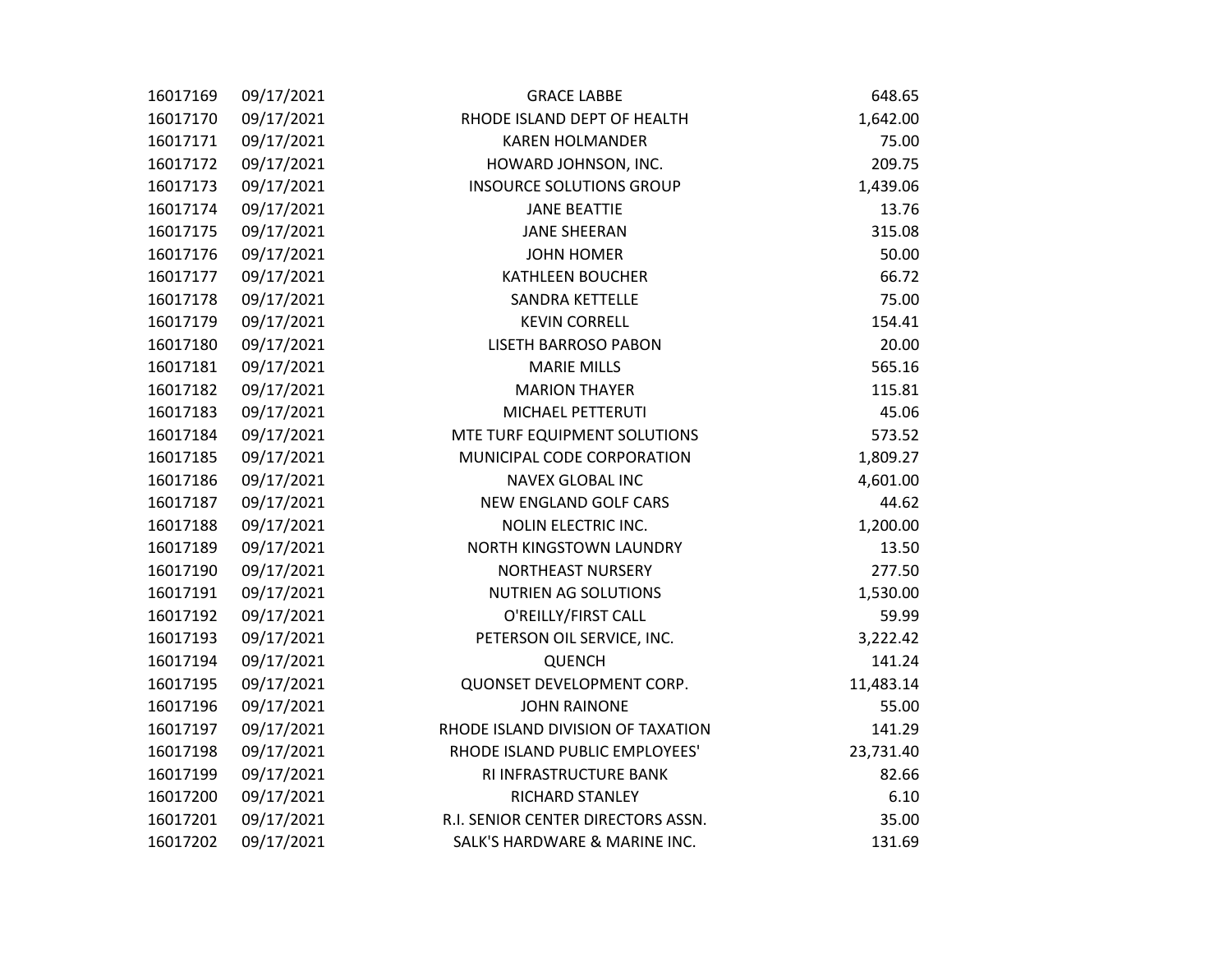| | | | |
|---|---|---|---|
| 16017169 | 09/17/2021 | GRACE LABBE | 648.65 |
| 16017170 | 09/17/2021 | RHODE ISLAND DEPT OF HEALTH | 1,642.00 |
| 16017171 | 09/17/2021 | KAREN HOLMANDER | 75.00 |
| 16017172 | 09/17/2021 | HOWARD JOHNSON, INC. | 209.75 |
| 16017173 | 09/17/2021 | INSOURCE SOLUTIONS GROUP | 1,439.06 |
| 16017174 | 09/17/2021 | JANE BEATTIE | 13.76 |
| 16017175 | 09/17/2021 | JANE SHEERAN | 315.08 |
| 16017176 | 09/17/2021 | JOHN HOMER | 50.00 |
| 16017177 | 09/17/2021 | KATHLEEN BOUCHER | 66.72 |
| 16017178 | 09/17/2021 | SANDRA KETTELLE | 75.00 |
| 16017179 | 09/17/2021 | KEVIN CORRELL | 154.41 |
| 16017180 | 09/17/2021 | LISETH BARROSO PABON | 20.00 |
| 16017181 | 09/17/2021 | MARIE MILLS | 565.16 |
| 16017182 | 09/17/2021 | MARION THAYER | 115.81 |
| 16017183 | 09/17/2021 | MICHAEL PETTERUTI | 45.06 |
| 16017184 | 09/17/2021 | MTE TURF EQUIPMENT SOLUTIONS | 573.52 |
| 16017185 | 09/17/2021 | MUNICIPAL CODE CORPORATION | 1,809.27 |
| 16017186 | 09/17/2021 | NAVEX GLOBAL INC | 4,601.00 |
| 16017187 | 09/17/2021 | NEW ENGLAND GOLF CARS | 44.62 |
| 16017188 | 09/17/2021 | NOLIN ELECTRIC INC. | 1,200.00 |
| 16017189 | 09/17/2021 | NORTH KINGSTOWN LAUNDRY | 13.50 |
| 16017190 | 09/17/2021 | NORTHEAST NURSERY | 277.50 |
| 16017191 | 09/17/2021 | NUTRIEN AG SOLUTIONS | 1,530.00 |
| 16017192 | 09/17/2021 | O'REILLY/FIRST CALL | 59.99 |
| 16017193 | 09/17/2021 | PETERSON OIL SERVICE, INC. | 3,222.42 |
| 16017194 | 09/17/2021 | QUENCH | 141.24 |
| 16017195 | 09/17/2021 | QUONSET DEVELOPMENT CORP. | 11,483.14 |
| 16017196 | 09/17/2021 | JOHN RAINONE | 55.00 |
| 16017197 | 09/17/2021 | RHODE ISLAND DIVISION OF TAXATION | 141.29 |
| 16017198 | 09/17/2021 | RHODE ISLAND PUBLIC EMPLOYEES' | 23,731.40 |
| 16017199 | 09/17/2021 | RI INFRASTRUCTURE BANK | 82.66 |
| 16017200 | 09/17/2021 | RICHARD STANLEY | 6.10 |
| 16017201 | 09/17/2021 | R.I. SENIOR CENTER DIRECTORS ASSN. | 35.00 |
| 16017202 | 09/17/2021 | SALK'S HARDWARE & MARINE INC. | 131.69 |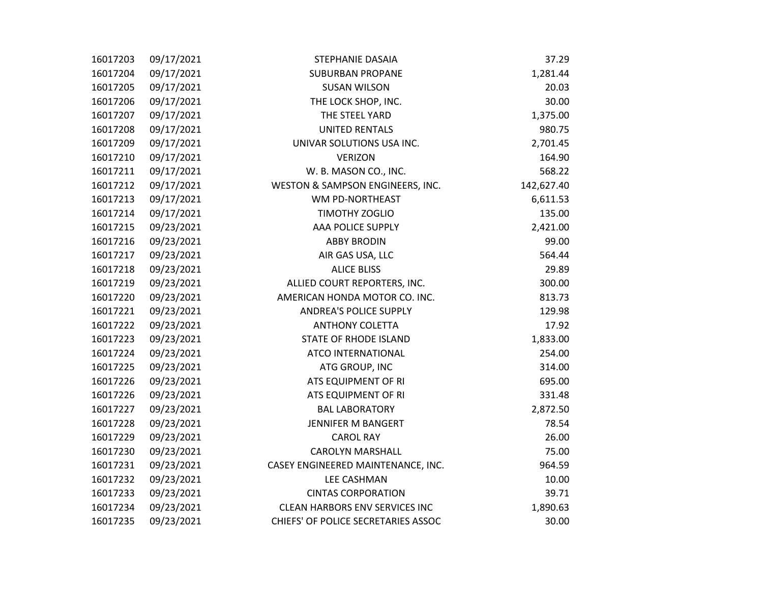| | | | |
|---|---|---|---|
| 16017203 | 09/17/2021 | STEPHANIE DASAIA | 37.29 |
| 16017204 | 09/17/2021 | SUBURBAN PROPANE | 1,281.44 |
| 16017205 | 09/17/2021 | SUSAN WILSON | 20.03 |
| 16017206 | 09/17/2021 | THE LOCK SHOP, INC. | 30.00 |
| 16017207 | 09/17/2021 | THE STEEL YARD | 1,375.00 |
| 16017208 | 09/17/2021 | UNITED RENTALS | 980.75 |
| 16017209 | 09/17/2021 | UNIVAR SOLUTIONS USA INC. | 2,701.45 |
| 16017210 | 09/17/2021 | VERIZON | 164.90 |
| 16017211 | 09/17/2021 | W. B. MASON CO., INC. | 568.22 |
| 16017212 | 09/17/2021 | WESTON & SAMPSON ENGINEERS, INC. | 142,627.40 |
| 16017213 | 09/17/2021 | WM PD-NORTHEAST | 6,611.53 |
| 16017214 | 09/17/2021 | TIMOTHY ZOGLIO | 135.00 |
| 16017215 | 09/23/2021 | AAA POLICE SUPPLY | 2,421.00 |
| 16017216 | 09/23/2021 | ABBY BRODIN | 99.00 |
| 16017217 | 09/23/2021 | AIR GAS USA, LLC | 564.44 |
| 16017218 | 09/23/2021 | ALICE BLISS | 29.89 |
| 16017219 | 09/23/2021 | ALLIED COURT REPORTERS, INC. | 300.00 |
| 16017220 | 09/23/2021 | AMERICAN HONDA MOTOR CO. INC. | 813.73 |
| 16017221 | 09/23/2021 | ANDREA'S POLICE SUPPLY | 129.98 |
| 16017222 | 09/23/2021 | ANTHONY COLETTA | 17.92 |
| 16017223 | 09/23/2021 | STATE OF RHODE ISLAND | 1,833.00 |
| 16017224 | 09/23/2021 | ATCO INTERNATIONAL | 254.00 |
| 16017225 | 09/23/2021 | ATG GROUP, INC | 314.00 |
| 16017226 | 09/23/2021 | ATS EQUIPMENT OF RI | 695.00 |
| 16017226 | 09/23/2021 | ATS EQUIPMENT OF RI | 331.48 |
| 16017227 | 09/23/2021 | BAL LABORATORY | 2,872.50 |
| 16017228 | 09/23/2021 | JENNIFER M BANGERT | 78.54 |
| 16017229 | 09/23/2021 | CAROL RAY | 26.00 |
| 16017230 | 09/23/2021 | CAROLYN MARSHALL | 75.00 |
| 16017231 | 09/23/2021 | CASEY ENGINEERED MAINTENANCE, INC. | 964.59 |
| 16017232 | 09/23/2021 | LEE CASHMAN | 10.00 |
| 16017233 | 09/23/2021 | CINTAS CORPORATION | 39.71 |
| 16017234 | 09/23/2021 | CLEAN HARBORS ENV SERVICES INC | 1,890.63 |
| 16017235 | 09/23/2021 | CHIEFS' OF POLICE SECRETARIES ASSOC | 30.00 |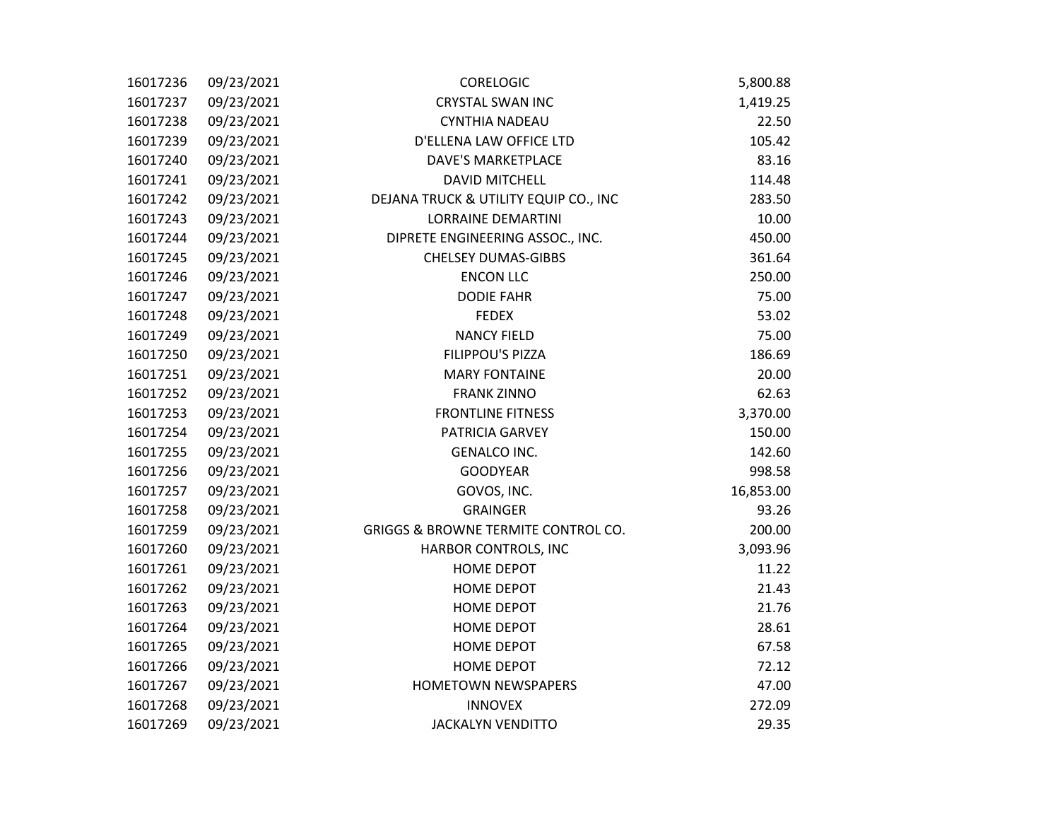| | | | |
|---|---|---|---|
| 16017236 | 09/23/2021 | CORELOGIC | 5,800.88 |
| 16017237 | 09/23/2021 | CRYSTAL SWAN INC | 1,419.25 |
| 16017238 | 09/23/2021 | CYNTHIA NADEAU | 22.50 |
| 16017239 | 09/23/2021 | D'ELLENA LAW OFFICE LTD | 105.42 |
| 16017240 | 09/23/2021 | DAVE'S MARKETPLACE | 83.16 |
| 16017241 | 09/23/2021 | DAVID MITCHELL | 114.48 |
| 16017242 | 09/23/2021 | DEJANA TRUCK & UTILITY EQUIP CO., INC | 283.50 |
| 16017243 | 09/23/2021 | LORRAINE DEMARTINI | 10.00 |
| 16017244 | 09/23/2021 | DIPRETE ENGINEERING ASSOC., INC. | 450.00 |
| 16017245 | 09/23/2021 | CHELSEY DUMAS-GIBBS | 361.64 |
| 16017246 | 09/23/2021 | ENCON LLC | 250.00 |
| 16017247 | 09/23/2021 | DODIE FAHR | 75.00 |
| 16017248 | 09/23/2021 | FEDEX | 53.02 |
| 16017249 | 09/23/2021 | NANCY FIELD | 75.00 |
| 16017250 | 09/23/2021 | FILIPPOU'S PIZZA | 186.69 |
| 16017251 | 09/23/2021 | MARY FONTAINE | 20.00 |
| 16017252 | 09/23/2021 | FRANK ZINNO | 62.63 |
| 16017253 | 09/23/2021 | FRONTLINE FITNESS | 3,370.00 |
| 16017254 | 09/23/2021 | PATRICIA GARVEY | 150.00 |
| 16017255 | 09/23/2021 | GENALCO INC. | 142.60 |
| 16017256 | 09/23/2021 | GOODYEAR | 998.58 |
| 16017257 | 09/23/2021 | GOVOS, INC. | 16,853.00 |
| 16017258 | 09/23/2021 | GRAINGER | 93.26 |
| 16017259 | 09/23/2021 | GRIGGS & BROWNE TERMITE CONTROL CO. | 200.00 |
| 16017260 | 09/23/2021 | HARBOR CONTROLS, INC | 3,093.96 |
| 16017261 | 09/23/2021 | HOME DEPOT | 11.22 |
| 16017262 | 09/23/2021 | HOME DEPOT | 21.43 |
| 16017263 | 09/23/2021 | HOME DEPOT | 21.76 |
| 16017264 | 09/23/2021 | HOME DEPOT | 28.61 |
| 16017265 | 09/23/2021 | HOME DEPOT | 67.58 |
| 16017266 | 09/23/2021 | HOME DEPOT | 72.12 |
| 16017267 | 09/23/2021 | HOMETOWN NEWSPAPERS | 47.00 |
| 16017268 | 09/23/2021 | INNOVEX | 272.09 |
| 16017269 | 09/23/2021 | JACKALYN VENDITTO | 29.35 |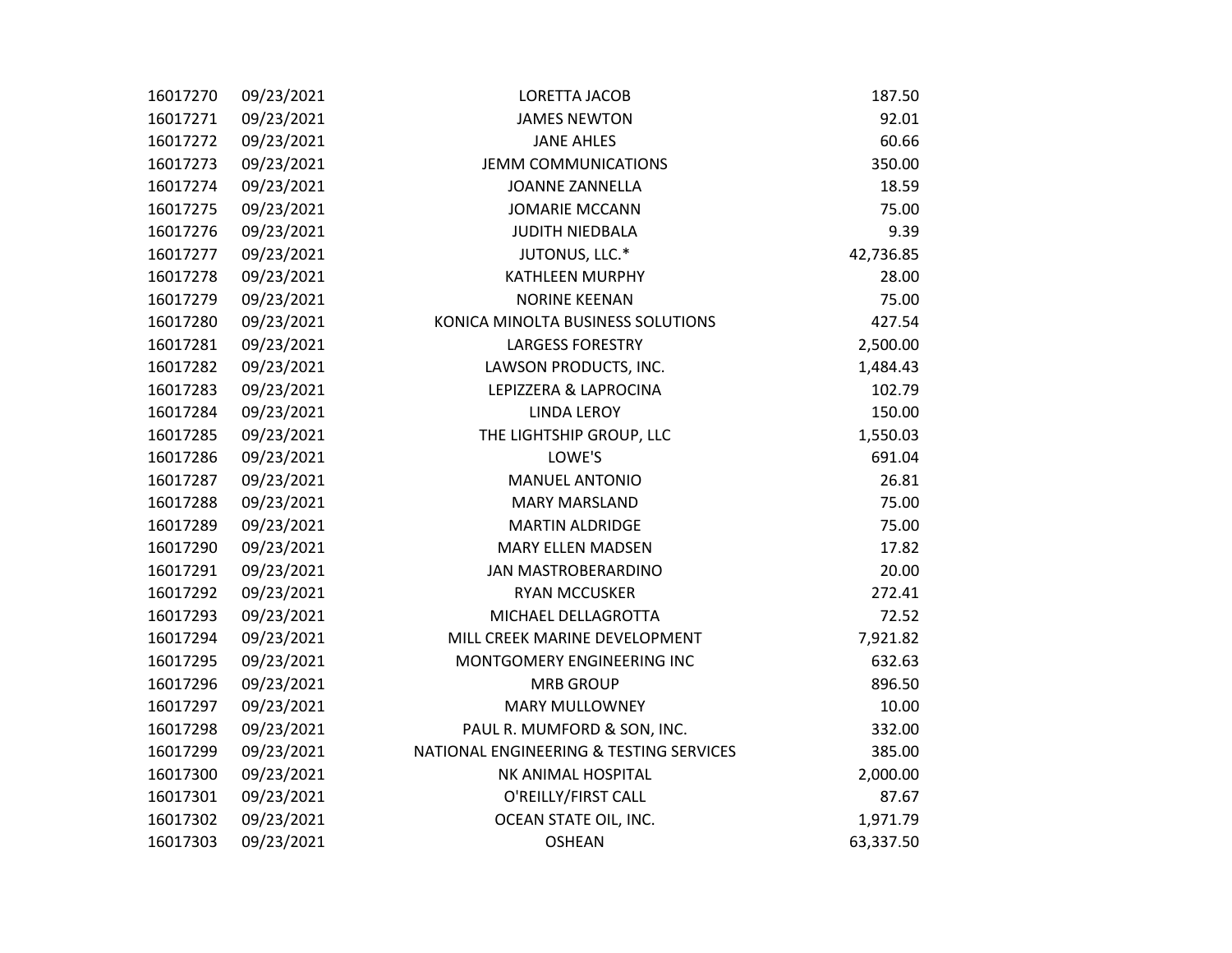| | | | |
|---|---|---|---|
| 16017270 | 09/23/2021 | LORETTA JACOB | 187.50 |
| 16017271 | 09/23/2021 | JAMES NEWTON | 92.01 |
| 16017272 | 09/23/2021 | JANE AHLES | 60.66 |
| 16017273 | 09/23/2021 | JEMM COMMUNICATIONS | 350.00 |
| 16017274 | 09/23/2021 | JOANNE ZANNELLA | 18.59 |
| 16017275 | 09/23/2021 | JOMARIE MCCANN | 75.00 |
| 16017276 | 09/23/2021 | JUDITH NIEDBALA | 9.39 |
| 16017277 | 09/23/2021 | JUTONUS, LLC.* | 42,736.85 |
| 16017278 | 09/23/2021 | KATHLEEN MURPHY | 28.00 |
| 16017279 | 09/23/2021 | NORINE KEENAN | 75.00 |
| 16017280 | 09/23/2021 | KONICA MINOLTA BUSINESS SOLUTIONS | 427.54 |
| 16017281 | 09/23/2021 | LARGESS FORESTRY | 2,500.00 |
| 16017282 | 09/23/2021 | LAWSON PRODUCTS, INC. | 1,484.43 |
| 16017283 | 09/23/2021 | LEPIZZERA & LAPROCINA | 102.79 |
| 16017284 | 09/23/2021 | LINDA LEROY | 150.00 |
| 16017285 | 09/23/2021 | THE LIGHTSHIP GROUP, LLC | 1,550.03 |
| 16017286 | 09/23/2021 | LOWE'S | 691.04 |
| 16017287 | 09/23/2021 | MANUEL ANTONIO | 26.81 |
| 16017288 | 09/23/2021 | MARY MARSLAND | 75.00 |
| 16017289 | 09/23/2021 | MARTIN ALDRIDGE | 75.00 |
| 16017290 | 09/23/2021 | MARY ELLEN MADSEN | 17.82 |
| 16017291 | 09/23/2021 | JAN MASTROBERARDINO | 20.00 |
| 16017292 | 09/23/2021 | RYAN MCCUSKER | 272.41 |
| 16017293 | 09/23/2021 | MICHAEL DELLAGROTTA | 72.52 |
| 16017294 | 09/23/2021 | MILL CREEK MARINE DEVELOPMENT | 7,921.82 |
| 16017295 | 09/23/2021 | MONTGOMERY ENGINEERING INC | 632.63 |
| 16017296 | 09/23/2021 | MRB GROUP | 896.50 |
| 16017297 | 09/23/2021 | MARY MULLOWNEY | 10.00 |
| 16017298 | 09/23/2021 | PAUL R. MUMFORD & SON, INC. | 332.00 |
| 16017299 | 09/23/2021 | NATIONAL ENGINEERING & TESTING SERVICES | 385.00 |
| 16017300 | 09/23/2021 | NK ANIMAL HOSPITAL | 2,000.00 |
| 16017301 | 09/23/2021 | O'REILLY/FIRST CALL | 87.67 |
| 16017302 | 09/23/2021 | OCEAN STATE OIL, INC. | 1,971.79 |
| 16017303 | 09/23/2021 | OSHEAN | 63,337.50 |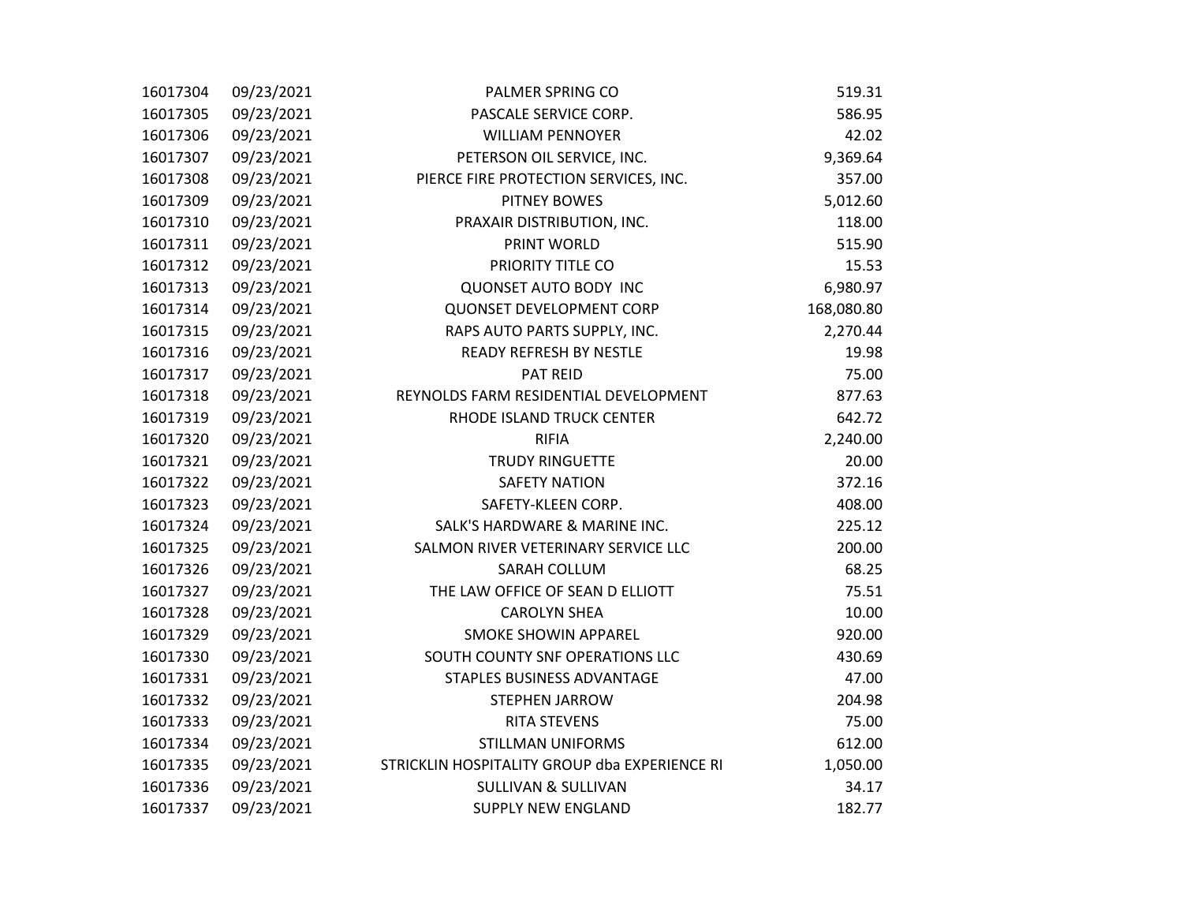| | | | |
|---|---|---|---|
| 16017304 | 09/23/2021 | PALMER SPRING CO | 519.31 |
| 16017305 | 09/23/2021 | PASCALE SERVICE CORP. | 586.95 |
| 16017306 | 09/23/2021 | WILLIAM PENNOYER | 42.02 |
| 16017307 | 09/23/2021 | PETERSON OIL SERVICE, INC. | 9,369.64 |
| 16017308 | 09/23/2021 | PIERCE FIRE PROTECTION SERVICES, INC. | 357.00 |
| 16017309 | 09/23/2021 | PITNEY BOWES | 5,012.60 |
| 16017310 | 09/23/2021 | PRAXAIR DISTRIBUTION, INC. | 118.00 |
| 16017311 | 09/23/2021 | PRINT WORLD | 515.90 |
| 16017312 | 09/23/2021 | PRIORITY TITLE CO | 15.53 |
| 16017313 | 09/23/2021 | QUONSET AUTO BODY INC | 6,980.97 |
| 16017314 | 09/23/2021 | QUONSET DEVELOPMENT CORP | 168,080.80 |
| 16017315 | 09/23/2021 | RAPS AUTO PARTS SUPPLY, INC. | 2,270.44 |
| 16017316 | 09/23/2021 | READY REFRESH BY NESTLE | 19.98 |
| 16017317 | 09/23/2021 | PAT REID | 75.00 |
| 16017318 | 09/23/2021 | REYNOLDS FARM RESIDENTIAL DEVELOPMENT | 877.63 |
| 16017319 | 09/23/2021 | RHODE ISLAND TRUCK CENTER | 642.72 |
| 16017320 | 09/23/2021 | RIFIA | 2,240.00 |
| 16017321 | 09/23/2021 | TRUDY RINGUETTE | 20.00 |
| 16017322 | 09/23/2021 | SAFETY NATION | 372.16 |
| 16017323 | 09/23/2021 | SAFETY-KLEEN CORP. | 408.00 |
| 16017324 | 09/23/2021 | SALK'S HARDWARE & MARINE INC. | 225.12 |
| 16017325 | 09/23/2021 | SALMON RIVER VETERINARY SERVICE LLC | 200.00 |
| 16017326 | 09/23/2021 | SARAH COLLUM | 68.25 |
| 16017327 | 09/23/2021 | THE LAW OFFICE OF SEAN D ELLIOTT | 75.51 |
| 16017328 | 09/23/2021 | CAROLYN SHEA | 10.00 |
| 16017329 | 09/23/2021 | SMOKE SHOWIN APPAREL | 920.00 |
| 16017330 | 09/23/2021 | SOUTH COUNTY SNF OPERATIONS LLC | 430.69 |
| 16017331 | 09/23/2021 | STAPLES BUSINESS ADVANTAGE | 47.00 |
| 16017332 | 09/23/2021 | STEPHEN JARROW | 204.98 |
| 16017333 | 09/23/2021 | RITA STEVENS | 75.00 |
| 16017334 | 09/23/2021 | STILLMAN UNIFORMS | 612.00 |
| 16017335 | 09/23/2021 | STRICKLIN HOSPITALITY GROUP dba EXPERIENCE RI | 1,050.00 |
| 16017336 | 09/23/2021 | SULLIVAN & SULLIVAN | 34.17 |
| 16017337 | 09/23/2021 | SUPPLY NEW ENGLAND | 182.77 |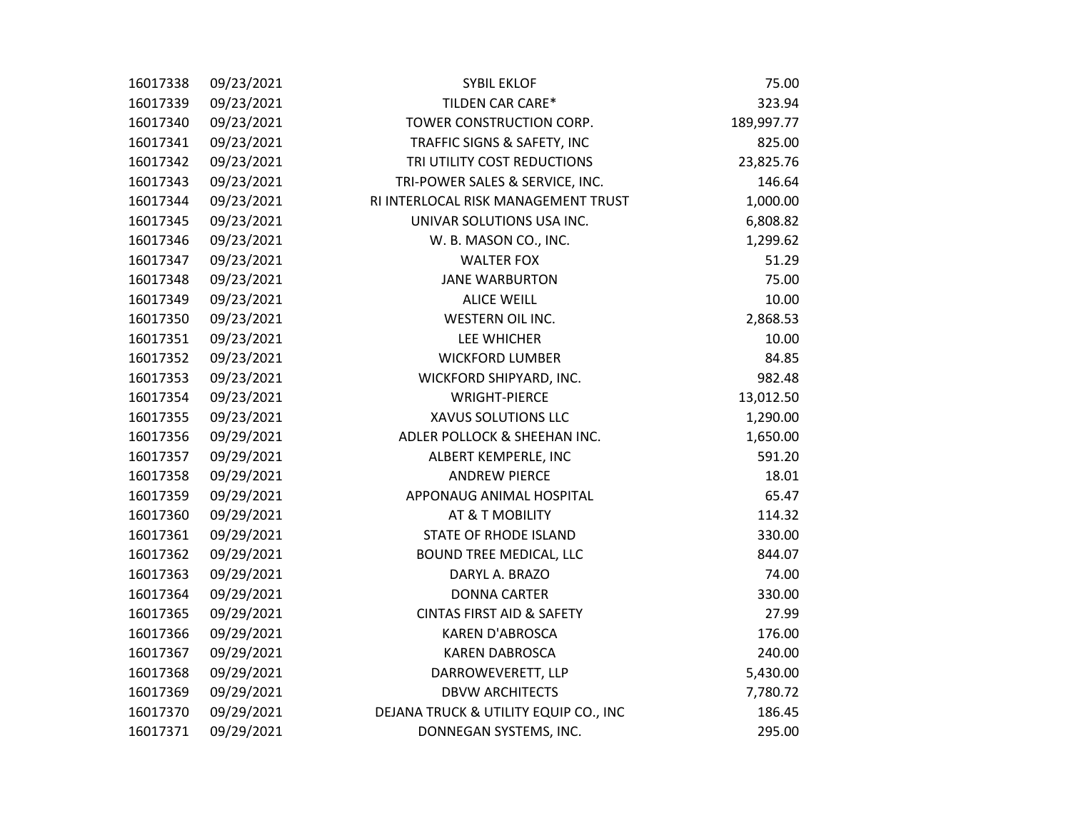| | | | |
|---|---|---|---|
| 16017338 | 09/23/2021 | SYBIL EKLOF | 75.00 |
| 16017339 | 09/23/2021 | TILDEN CAR CARE* | 323.94 |
| 16017340 | 09/23/2021 | TOWER CONSTRUCTION CORP. | 189,997.77 |
| 16017341 | 09/23/2021 | TRAFFIC SIGNS & SAFETY, INC | 825.00 |
| 16017342 | 09/23/2021 | TRI UTILITY COST REDUCTIONS | 23,825.76 |
| 16017343 | 09/23/2021 | TRI-POWER SALES & SERVICE, INC. | 146.64 |
| 16017344 | 09/23/2021 | RI INTERLOCAL RISK MANAGEMENT TRUST | 1,000.00 |
| 16017345 | 09/23/2021 | UNIVAR SOLUTIONS USA INC. | 6,808.82 |
| 16017346 | 09/23/2021 | W. B. MASON CO., INC. | 1,299.62 |
| 16017347 | 09/23/2021 | WALTER FOX | 51.29 |
| 16017348 | 09/23/2021 | JANE WARBURTON | 75.00 |
| 16017349 | 09/23/2021 | ALICE WEILL | 10.00 |
| 16017350 | 09/23/2021 | WESTERN OIL INC. | 2,868.53 |
| 16017351 | 09/23/2021 | LEE WHICHER | 10.00 |
| 16017352 | 09/23/2021 | WICKFORD LUMBER | 84.85 |
| 16017353 | 09/23/2021 | WICKFORD SHIPYARD, INC. | 982.48 |
| 16017354 | 09/23/2021 | WRIGHT-PIERCE | 13,012.50 |
| 16017355 | 09/23/2021 | XAVUS SOLUTIONS LLC | 1,290.00 |
| 16017356 | 09/29/2021 | ADLER POLLOCK & SHEEHAN INC. | 1,650.00 |
| 16017357 | 09/29/2021 | ALBERT KEMPERLE, INC | 591.20 |
| 16017358 | 09/29/2021 | ANDREW PIERCE | 18.01 |
| 16017359 | 09/29/2021 | APPONAUG ANIMAL HOSPITAL | 65.47 |
| 16017360 | 09/29/2021 | AT & T MOBILITY | 114.32 |
| 16017361 | 09/29/2021 | STATE OF RHODE ISLAND | 330.00 |
| 16017362 | 09/29/2021 | BOUND TREE MEDICAL, LLC | 844.07 |
| 16017363 | 09/29/2021 | DARYL A. BRAZO | 74.00 |
| 16017364 | 09/29/2021 | DONNA CARTER | 330.00 |
| 16017365 | 09/29/2021 | CINTAS FIRST AID & SAFETY | 27.99 |
| 16017366 | 09/29/2021 | KAREN D'ABROSCA | 176.00 |
| 16017367 | 09/29/2021 | KAREN DABROSCA | 240.00 |
| 16017368 | 09/29/2021 | DARROWEVERETT, LLP | 5,430.00 |
| 16017369 | 09/29/2021 | DBVW ARCHITECTS | 7,780.72 |
| 16017370 | 09/29/2021 | DEJANA TRUCK & UTILITY EQUIP CO., INC | 186.45 |
| 16017371 | 09/29/2021 | DONNEGAN SYSTEMS, INC. | 295.00 |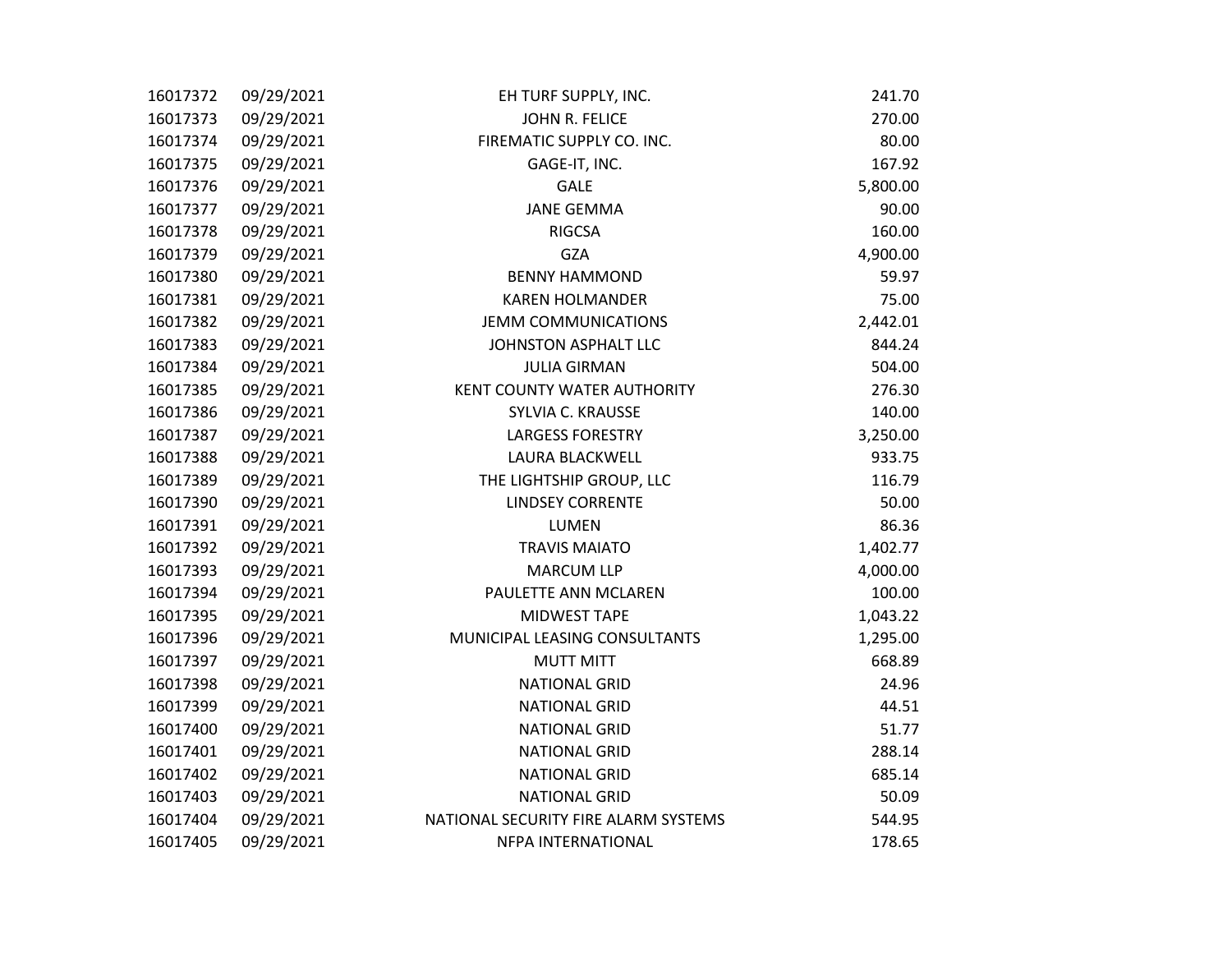| | | | |
|---|---|---|---|
| 16017372 | 09/29/2021 | EH TURF SUPPLY, INC. | 241.70 |
| 16017373 | 09/29/2021 | JOHN R. FELICE | 270.00 |
| 16017374 | 09/29/2021 | FIREMATIC SUPPLY CO. INC. | 80.00 |
| 16017375 | 09/29/2021 | GAGE-IT, INC. | 167.92 |
| 16017376 | 09/29/2021 | GALE | 5,800.00 |
| 16017377 | 09/29/2021 | JANE GEMMA | 90.00 |
| 16017378 | 09/29/2021 | RIGCSA | 160.00 |
| 16017379 | 09/29/2021 | GZA | 4,900.00 |
| 16017380 | 09/29/2021 | BENNY HAMMOND | 59.97 |
| 16017381 | 09/29/2021 | KAREN HOLMANDER | 75.00 |
| 16017382 | 09/29/2021 | JEMM COMMUNICATIONS | 2,442.01 |
| 16017383 | 09/29/2021 | JOHNSTON ASPHALT LLC | 844.24 |
| 16017384 | 09/29/2021 | JULIA GIRMAN | 504.00 |
| 16017385 | 09/29/2021 | KENT COUNTY WATER AUTHORITY | 276.30 |
| 16017386 | 09/29/2021 | SYLVIA C. KRAUSSE | 140.00 |
| 16017387 | 09/29/2021 | LARGESS FORESTRY | 3,250.00 |
| 16017388 | 09/29/2021 | LAURA BLACKWELL | 933.75 |
| 16017389 | 09/29/2021 | THE LIGHTSHIP GROUP, LLC | 116.79 |
| 16017390 | 09/29/2021 | LINDSEY CORRENTE | 50.00 |
| 16017391 | 09/29/2021 | LUMEN | 86.36 |
| 16017392 | 09/29/2021 | TRAVIS MAIATO | 1,402.77 |
| 16017393 | 09/29/2021 | MARCUM LLP | 4,000.00 |
| 16017394 | 09/29/2021 | PAULETTE ANN MCLAREN | 100.00 |
| 16017395 | 09/29/2021 | MIDWEST TAPE | 1,043.22 |
| 16017396 | 09/29/2021 | MUNICIPAL LEASING CONSULTANTS | 1,295.00 |
| 16017397 | 09/29/2021 | MUTT MITT | 668.89 |
| 16017398 | 09/29/2021 | NATIONAL GRID | 24.96 |
| 16017399 | 09/29/2021 | NATIONAL GRID | 44.51 |
| 16017400 | 09/29/2021 | NATIONAL GRID | 51.77 |
| 16017401 | 09/29/2021 | NATIONAL GRID | 288.14 |
| 16017402 | 09/29/2021 | NATIONAL GRID | 685.14 |
| 16017403 | 09/29/2021 | NATIONAL GRID | 50.09 |
| 16017404 | 09/29/2021 | NATIONAL SECURITY FIRE ALARM SYSTEMS | 544.95 |
| 16017405 | 09/29/2021 | NFPA INTERNATIONAL | 178.65 |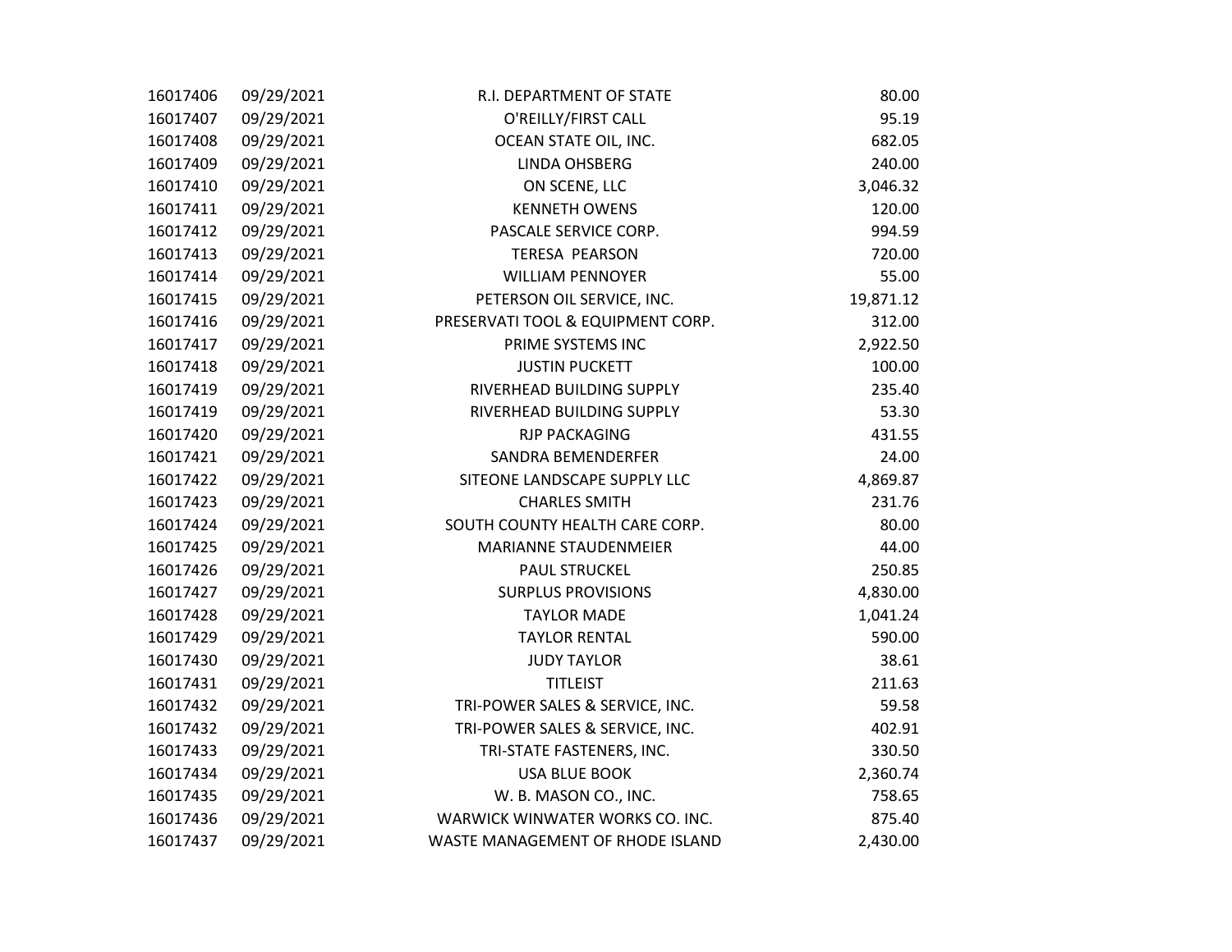| | | | |
|---|---|---|---|
| 16017406 | 09/29/2021 | R.I. DEPARTMENT OF STATE | 80.00 |
| 16017407 | 09/29/2021 | O'REILLY/FIRST CALL | 95.19 |
| 16017408 | 09/29/2021 | OCEAN STATE OIL, INC. | 682.05 |
| 16017409 | 09/29/2021 | LINDA OHSBERG | 240.00 |
| 16017410 | 09/29/2021 | ON SCENE, LLC | 3,046.32 |
| 16017411 | 09/29/2021 | KENNETH OWENS | 120.00 |
| 16017412 | 09/29/2021 | PASCALE SERVICE CORP. | 994.59 |
| 16017413 | 09/29/2021 | TERESA PEARSON | 720.00 |
| 16017414 | 09/29/2021 | WILLIAM PENNOYER | 55.00 |
| 16017415 | 09/29/2021 | PETERSON OIL SERVICE, INC. | 19,871.12 |
| 16017416 | 09/29/2021 | PRESERVATI TOOL & EQUIPMENT CORP. | 312.00 |
| 16017417 | 09/29/2021 | PRIME SYSTEMS INC | 2,922.50 |
| 16017418 | 09/29/2021 | JUSTIN PUCKETT | 100.00 |
| 16017419 | 09/29/2021 | RIVERHEAD BUILDING SUPPLY | 235.40 |
| 16017419 | 09/29/2021 | RIVERHEAD BUILDING SUPPLY | 53.30 |
| 16017420 | 09/29/2021 | RJP PACKAGING | 431.55 |
| 16017421 | 09/29/2021 | SANDRA BEMENDERFER | 24.00 |
| 16017422 | 09/29/2021 | SITEONE LANDSCAPE SUPPLY LLC | 4,869.87 |
| 16017423 | 09/29/2021 | CHARLES SMITH | 231.76 |
| 16017424 | 09/29/2021 | SOUTH COUNTY HEALTH CARE CORP. | 80.00 |
| 16017425 | 09/29/2021 | MARIANNE STAUDENMEIER | 44.00 |
| 16017426 | 09/29/2021 | PAUL STRUCKEL | 250.85 |
| 16017427 | 09/29/2021 | SURPLUS PROVISIONS | 4,830.00 |
| 16017428 | 09/29/2021 | TAYLOR MADE | 1,041.24 |
| 16017429 | 09/29/2021 | TAYLOR RENTAL | 590.00 |
| 16017430 | 09/29/2021 | JUDY TAYLOR | 38.61 |
| 16017431 | 09/29/2021 | TITLEIST | 211.63 |
| 16017432 | 09/29/2021 | TRI-POWER SALES & SERVICE, INC. | 59.58 |
| 16017432 | 09/29/2021 | TRI-POWER SALES & SERVICE, INC. | 402.91 |
| 16017433 | 09/29/2021 | TRI-STATE FASTENERS, INC. | 330.50 |
| 16017434 | 09/29/2021 | USA BLUE BOOK | 2,360.74 |
| 16017435 | 09/29/2021 | W. B. MASON CO., INC. | 758.65 |
| 16017436 | 09/29/2021 | WARWICK WINWATER WORKS CO. INC. | 875.40 |
| 16017437 | 09/29/2021 | WASTE MANAGEMENT OF RHODE ISLAND | 2,430.00 |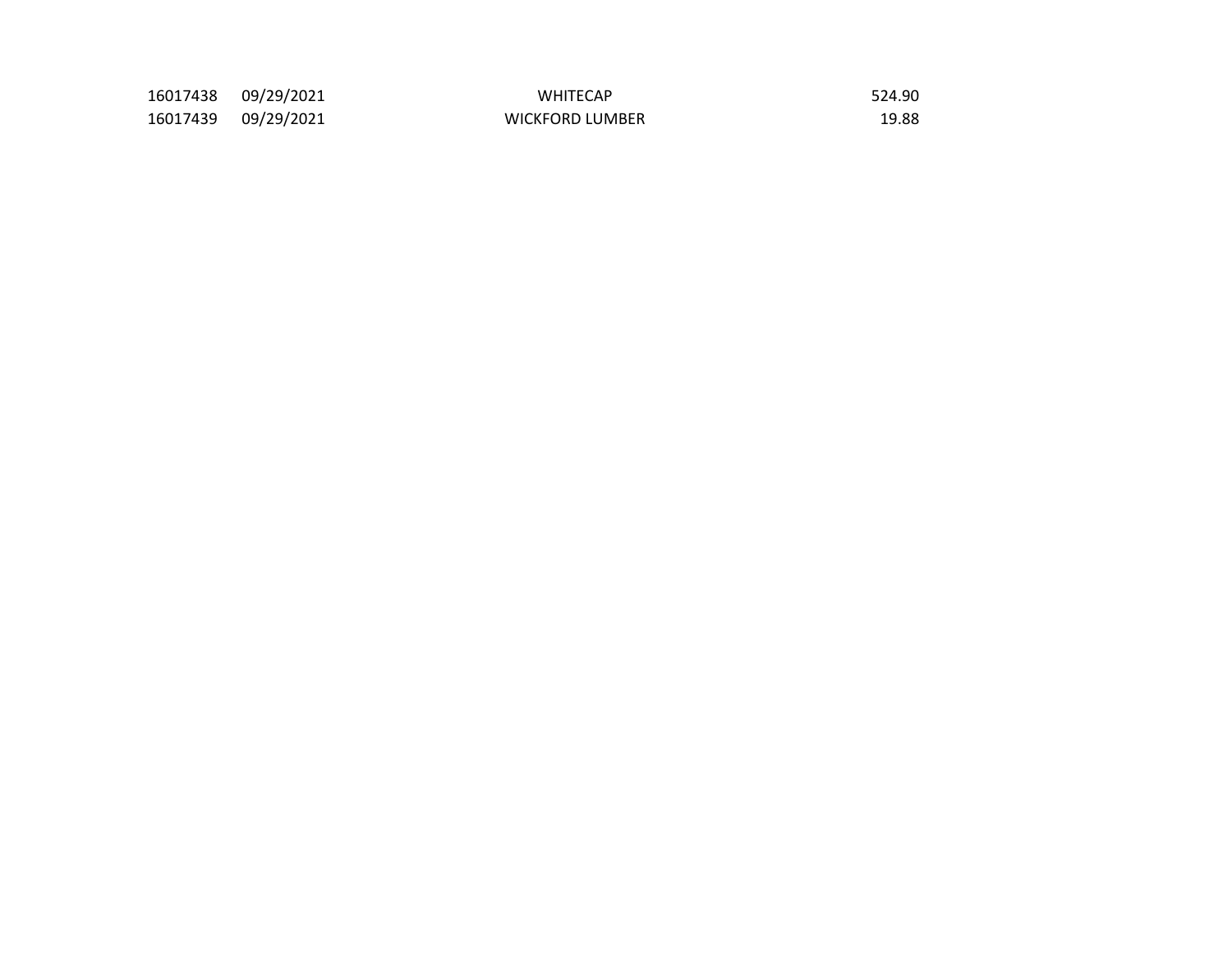| | | | |
|---|---|---|---|
| 16017438 | 09/29/2021 | WHITECAP | 524.90 |
| 16017439 | 09/29/2021 | WICKFORD LUMBER | 19.88 |